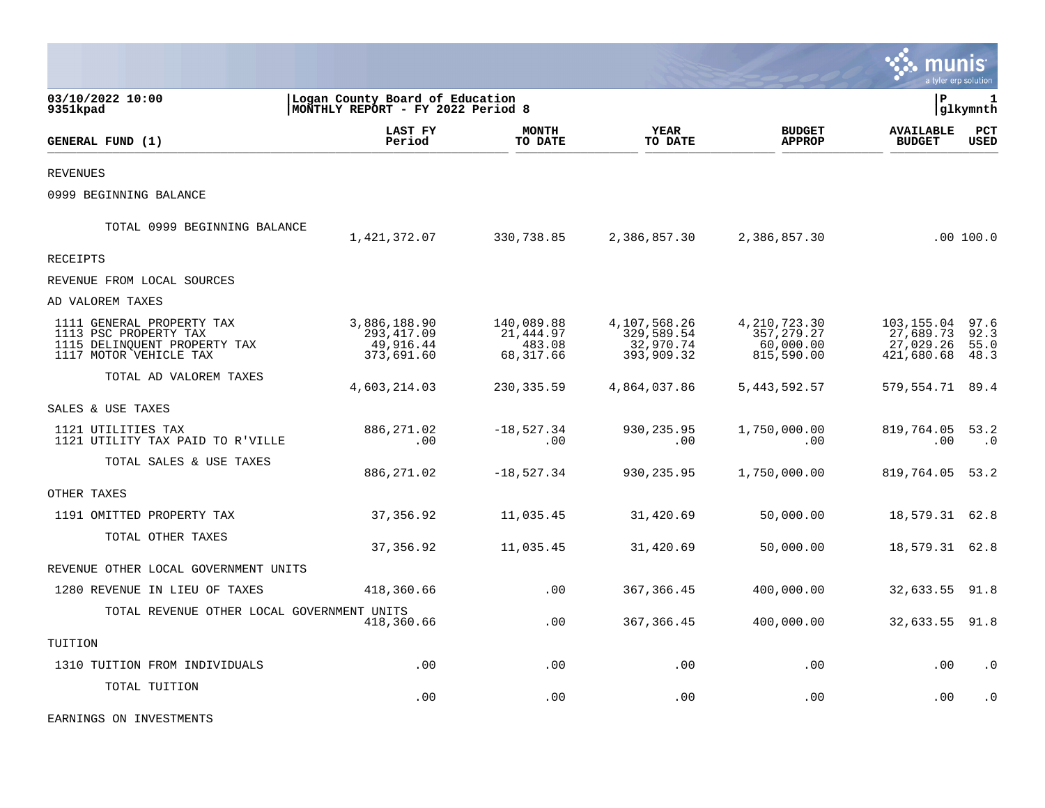03/10/2022 10:00 | Logan County Board of Education | P 1
9351kpad | MONTHLY REPORT - FY 2022 Period 8 | glkymnth

| GENERAL FUND (1) | LAST FY Period | MONTH TO DATE | YEAR TO DATE | BUDGET APPROP | AVAILABLE BUDGET | PCT USED |
|---|---|---|---|---|---|---|
| REVENUES | | | | | | |
| 0999 BEGINNING BALANCE | | | | | | |
| TOTAL 0999 BEGINNING BALANCE | 1,421,372.07 | 330,738.85 | 2,386,857.30 | 2,386,857.30 | .00 | 100.0 |
| RECEIPTS | | | | | | |
| REVENUE FROM LOCAL SOURCES | | | | | | |
| AD VALOREM TAXES | | | | | | |
| 1111 GENERAL PROPERTY TAX | 3,886,188.90 | 140,089.88 | 4,107,568.26 | 4,210,723.30 | 103,155.04 | 97.6 |
| 1113 PSC PROPERTY TAX | 293,417.09 | 21,444.97 | 329,589.54 | 357,279.27 | 27,689.73 | 92.3 |
| 1115 DELINQUENT PROPERTY TAX | 49,916.44 | 483.08 | 32,970.74 | 60,000.00 | 27,029.26 | 55.0 |
| 1117 MOTOR VEHICLE TAX | 373,691.60 | 68,317.66 | 393,909.32 | 815,590.00 | 421,680.68 | 48.3 |
| TOTAL AD VALOREM TAXES | 4,603,214.03 | 230,335.59 | 4,864,037.86 | 5,443,592.57 | 579,554.71 | 89.4 |
| SALES & USE TAXES | | | | | | |
| 1121 UTILITIES TAX | 886,271.02 | -18,527.34 | 930,235.95 | 1,750,000.00 | 819,764.05 | 53.2 |
| 1121 UTILITY TAX PAID TO R'VILLE | .00 | .00 | .00 | .00 | .00 | .0 |
| TOTAL SALES & USE TAXES | 886,271.02 | -18,527.34 | 930,235.95 | 1,750,000.00 | 819,764.05 | 53.2 |
| OTHER TAXES | | | | | | |
| 1191 OMITTED PROPERTY TAX | 37,356.92 | 11,035.45 | 31,420.69 | 50,000.00 | 18,579.31 | 62.8 |
| TOTAL OTHER TAXES | 37,356.92 | 11,035.45 | 31,420.69 | 50,000.00 | 18,579.31 | 62.8 |
| REVENUE OTHER LOCAL GOVERNMENT UNITS | | | | | | |
| 1280 REVENUE IN LIEU OF TAXES | 418,360.66 | .00 | 367,366.45 | 400,000.00 | 32,633.55 | 91.8 |
| TOTAL REVENUE OTHER LOCAL GOVERNMENT UNITS | 418,360.66 | .00 | 367,366.45 | 400,000.00 | 32,633.55 | 91.8 |
| TUITION | | | | | | |
| 1310 TUITION FROM INDIVIDUALS | .00 | .00 | .00 | .00 | .00 | .0 |
| TOTAL TUITION | .00 | .00 | .00 | .00 | .00 | .0 |
| EARNINGS ON INVESTMENTS | | | | | | |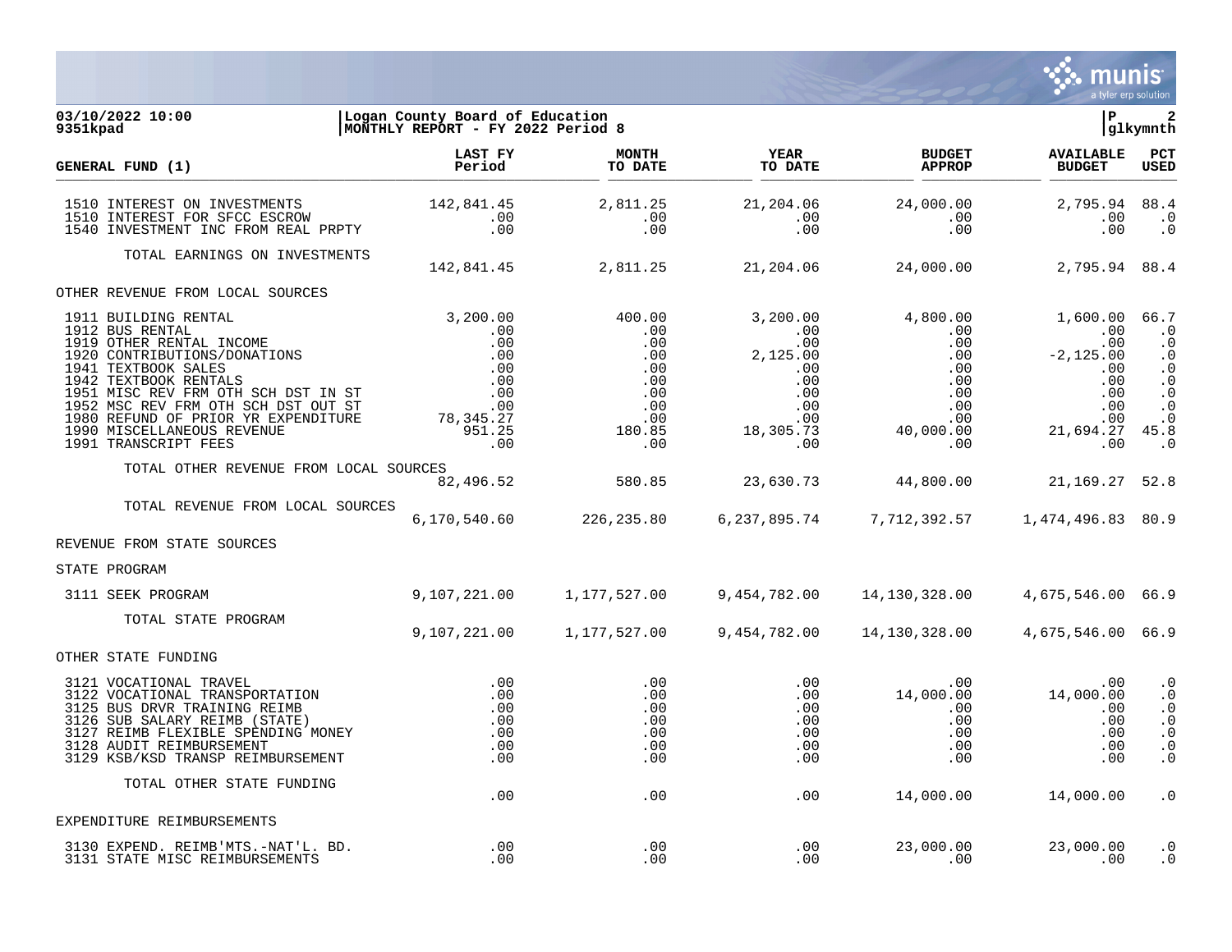**03/10/2022 10:00** | **Logan County Board of Education** | **P 2**
**9351kpad** | **MONTHLY REPORT - FY 2022 Period 8** | **glkymnth**

| GENERAL FUND (1) | LAST FY Period | MONTH TO DATE | YEAR TO DATE | BUDGET APPROP | AVAILABLE BUDGET | PCT USED |
|---|---|---|---|---|---|---|
| 1510 INTEREST ON INVESTMENTS | 142,841.45 | 2,811.25 | 21,204.06 | 24,000.00 | 2,795.94 | 88.4 |
| 1510 INTEREST FOR SFCC ESCROW | .00 | .00 | .00 | .00 | .00 | .0 |
| 1540 INVESTMENT INC FROM REAL PRPTY | .00 | .00 | .00 | .00 | .00 | .0 |
| TOTAL EARNINGS ON INVESTMENTS | 142,841.45 | 2,811.25 | 21,204.06 | 24,000.00 | 2,795.94 | 88.4 |
| OTHER REVENUE FROM LOCAL SOURCES | | | | | | |
| 1911 BUILDING RENTAL | 3,200.00 | 400.00 | 3,200.00 | 4,800.00 | 1,600.00 | 66.7 |
| 1912 BUS RENTAL | .00 | .00 | .00 | .00 | .00 | .0 |
| 1919 OTHER RENTAL INCOME | .00 | .00 | .00 | .00 | .00 | .0 |
| 1920 CONTRIBUTIONS/DONATIONS | .00 | .00 | 2,125.00 | .00 | -2,125.00 | .0 |
| 1941 TEXTBOOK SALES | .00 | .00 | .00 | .00 | .00 | .0 |
| 1942 TEXTBOOK RENTALS | .00 | .00 | .00 | .00 | .00 | .0 |
| 1951 MISC REV FRM OTH SCH DST IN ST | .00 | .00 | .00 | .00 | .00 | .0 |
| 1952 MSC REV FRM OTH SCH DST OUT ST | .00 | .00 | .00 | .00 | .00 | .0 |
| 1980 REFUND OF PRIOR YR EXPENDITURE | 78,345.27 | .00 | .00 | .00 | .00 | .0 |
| 1990 MISCELLANEOUS REVENUE | 951.25 | 180.85 | 18,305.73 | 40,000.00 | 21,694.27 | 45.8 |
| 1991 TRANSCRIPT FEES | .00 | .00 | .00 | .00 | .00 | .0 |
| TOTAL OTHER REVENUE FROM LOCAL SOURCES | 82,496.52 | 580.85 | 23,630.73 | 44,800.00 | 21,169.27 | 52.8 |
| TOTAL REVENUE FROM LOCAL SOURCES | 6,170,540.60 | 226,235.80 | 6,237,895.74 | 7,712,392.57 | 1,474,496.83 | 80.9 |
| REVENUE FROM STATE SOURCES | | | | | | |
| STATE PROGRAM | | | | | | |
| 3111 SEEK PROGRAM | 9,107,221.00 | 1,177,527.00 | 9,454,782.00 | 14,130,328.00 | 4,675,546.00 | 66.9 |
| TOTAL STATE PROGRAM | 9,107,221.00 | 1,177,527.00 | 9,454,782.00 | 14,130,328.00 | 4,675,546.00 | 66.9 |
| OTHER STATE FUNDING | | | | | | |
| 3121 VOCATIONAL TRAVEL | .00 | .00 | .00 | .00 | .00 | .0 |
| 3122 VOCATIONAL TRANSPORTATION | .00 | .00 | .00 | 14,000.00 | 14,000.00 | .0 |
| 3125 BUS DRVR TRAINING REIMB | .00 | .00 | .00 | .00 | .00 | .0 |
| 3126 SUB SALARY REIMB (STATE) | .00 | .00 | .00 | .00 | .00 | .0 |
| 3127 REIMB FLEXIBLE SPENDING MONEY | .00 | .00 | .00 | .00 | .00 | .0 |
| 3128 AUDIT REIMBURSEMENT | .00 | .00 | .00 | .00 | .00 | .0 |
| 3129 KSB/KSD TRANSP REIMBURSEMENT | .00 | .00 | .00 | .00 | .00 | .0 |
| TOTAL OTHER STATE FUNDING | .00 | .00 | .00 | 14,000.00 | 14,000.00 | .0 |
| EXPENDITURE REIMBURSEMENTS | | | | | | |
| 3130 EXPEND. REIMB'MTS.-NAT'L. BD. | .00 | .00 | .00 | 23,000.00 | 23,000.00 | .0 |
| 3131 STATE MISC REIMBURSEMENTS | .00 | .00 | .00 | .00 | .00 | .0 |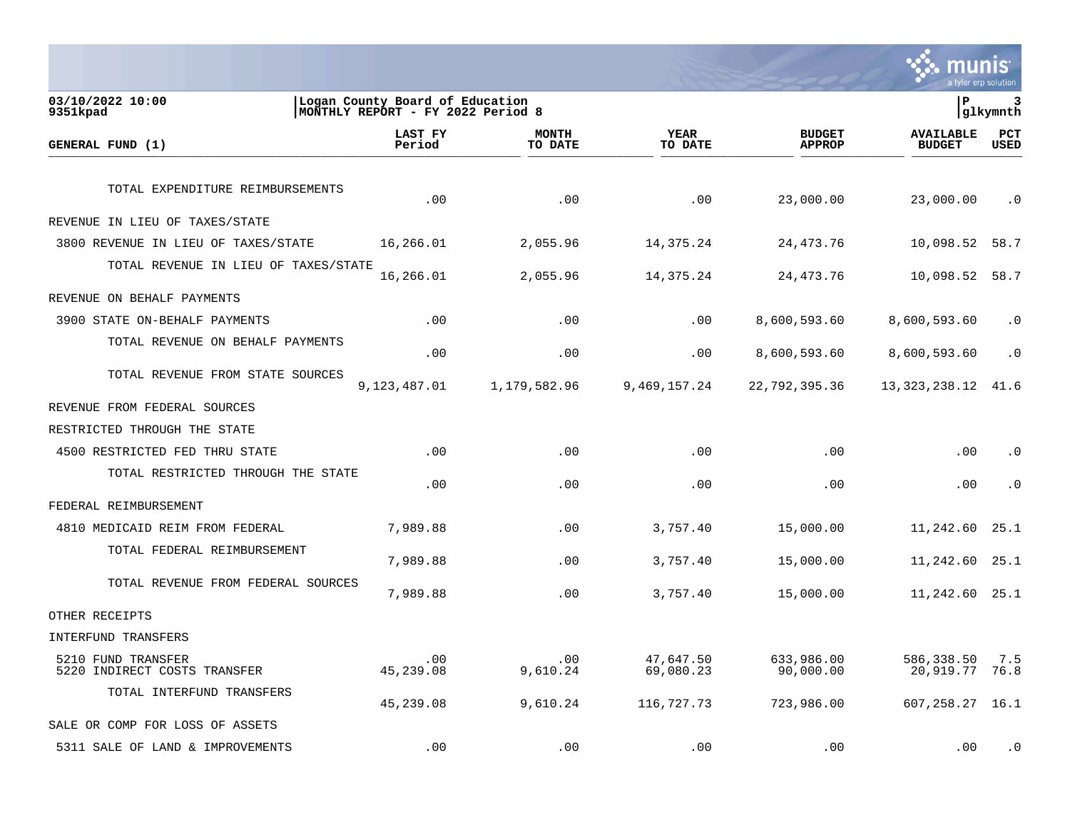03/10/2022 10:00 | Logan County Board of Education | P 3
9351kpad | MONTHLY REPORT - FY 2022 Period 8 | glkymnth

| GENERAL FUND (1) | LAST FY Period | MONTH TO DATE | YEAR TO DATE | BUDGET APPROP | AVAILABLE BUDGET | PCT USED |
|---|---|---|---|---|---|---|
| TOTAL EXPENDITURE REIMBURSEMENTS | .00 | .00 | .00 | 23,000.00 | 23,000.00 | .0 |
| REVENUE IN LIEU OF TAXES/STATE | | | | | | |
| 3800 REVENUE IN LIEU OF TAXES/STATE | 16,266.01 | 2,055.96 | 14,375.24 | 24,473.76 | 10,098.52 | 58.7 |
| TOTAL REVENUE IN LIEU OF TAXES/STATE | 16,266.01 | 2,055.96 | 14,375.24 | 24,473.76 | 10,098.52 | 58.7 |
| REVENUE ON BEHALF PAYMENTS | | | | | | |
| 3900 STATE ON-BEHALF PAYMENTS | .00 | .00 | .00 | 8,600,593.60 | 8,600,593.60 | .0 |
| TOTAL REVENUE ON BEHALF PAYMENTS | .00 | .00 | .00 | 8,600,593.60 | 8,600,593.60 | .0 |
| TOTAL REVENUE FROM STATE SOURCES | 9,123,487.01 | 1,179,582.96 | 9,469,157.24 | 22,792,395.36 | 13,323,238.12 | 41.6 |
| REVENUE FROM FEDERAL SOURCES | | | | | | |
| RESTRICTED THROUGH THE STATE | | | | | | |
| 4500 RESTRICTED FED THRU STATE | .00 | .00 | .00 | .00 | .00 | .0 |
| TOTAL RESTRICTED THROUGH THE STATE | .00 | .00 | .00 | .00 | .00 | .0 |
| FEDERAL REIMBURSEMENT | | | | | | |
| 4810 MEDICAID REIM FROM FEDERAL | 7,989.88 | .00 | 3,757.40 | 15,000.00 | 11,242.60 | 25.1 |
| TOTAL FEDERAL REIMBURSEMENT | 7,989.88 | .00 | 3,757.40 | 15,000.00 | 11,242.60 | 25.1 |
| TOTAL REVENUE FROM FEDERAL SOURCES | 7,989.88 | .00 | 3,757.40 | 15,000.00 | 11,242.60 | 25.1 |
| OTHER RECEIPTS | | | | | | |
| INTERFUND TRANSFERS | | | | | | |
| 5210 FUND TRANSFER | .00 | .00 | 47,647.50 | 633,986.00 | 586,338.50 | 7.5 |
| 5220 INDIRECT COSTS TRANSFER | 45,239.08 | 9,610.24 | 69,080.23 | 90,000.00 | 20,919.77 | 76.8 |
| TOTAL INTERFUND TRANSFERS | 45,239.08 | 9,610.24 | 116,727.73 | 723,986.00 | 607,258.27 | 16.1 |
| SALE OR COMP FOR LOSS OF ASSETS | | | | | | |
| 5311 SALE OF LAND & IMPROVEMENTS | .00 | .00 | .00 | .00 | .00 | .0 |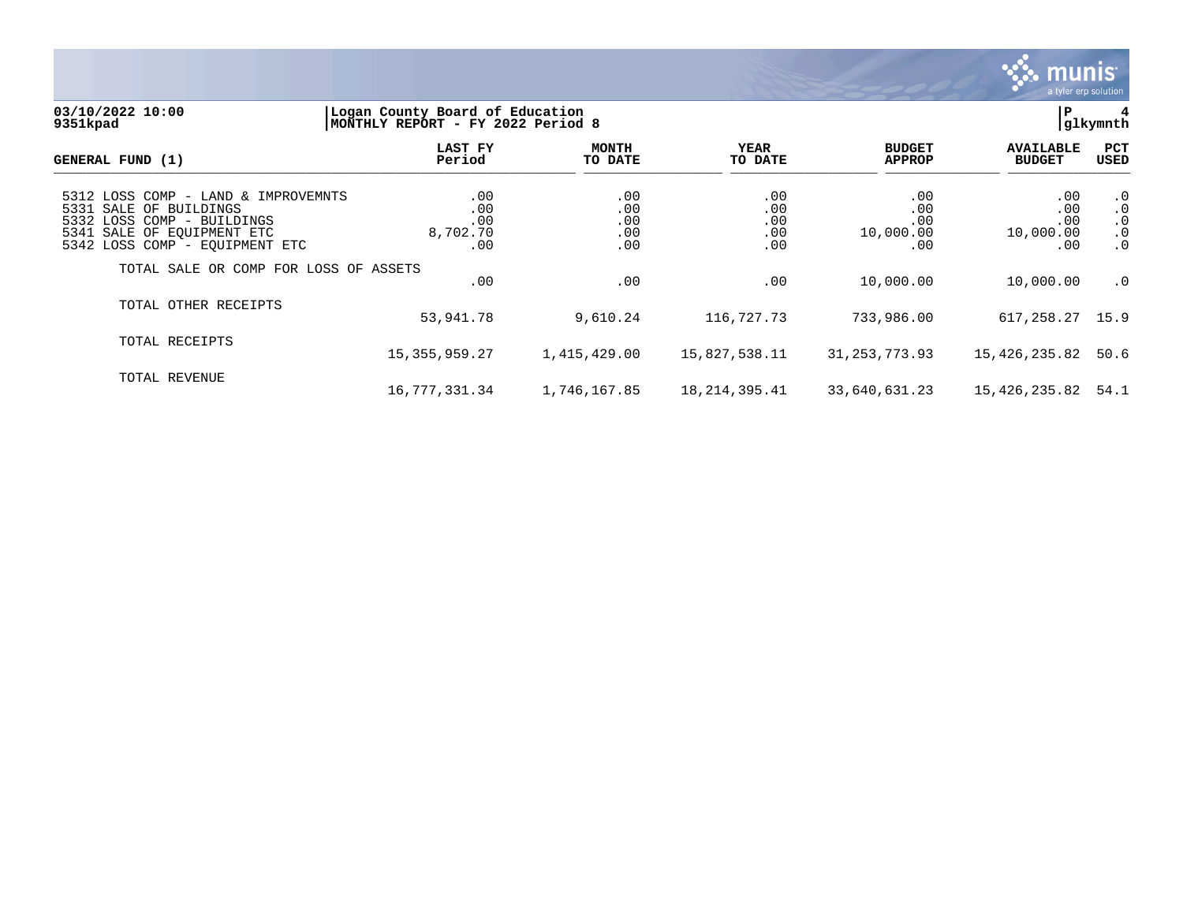03/10/2022 10:00 | Logan County Board of Education | P 4
9351kpad | MONTHLY REPORT - FY 2022 Period 8 | glkymnth

| GENERAL FUND (1) | LAST FY Period | MONTH TO DATE | YEAR TO DATE | BUDGET APPROP | AVAILABLE BUDGET | PCT USED |
|---|---|---|---|---|---|---|
| 5312 LOSS COMP - LAND & IMPROVEMNTS | .00 | .00 | .00 | .00 | .00 | .0 |
| 5331 SALE OF BUILDINGS | .00 | .00 | .00 | .00 | .00 | .0 |
| 5332 LOSS COMP - BUILDINGS | .00 | .00 | .00 | .00 | .00 | .0 |
| 5341 SALE OF EQUIPMENT ETC | 8,702.70 | .00 | .00 | 10,000.00 | 10,000.00 | .0 |
| 5342 LOSS COMP - EQUIPMENT ETC | .00 | .00 | .00 | .00 | .00 | .0 |
| TOTAL SALE OR COMP FOR LOSS OF ASSETS | .00 | .00 | .00 | 10,000.00 | 10,000.00 | .0 |
| TOTAL OTHER RECEIPTS | 53,941.78 | 9,610.24 | 116,727.73 | 733,986.00 | 617,258.27 | 15.9 |
| TOTAL RECEIPTS | 15,355,959.27 | 1,415,429.00 | 15,827,538.11 | 31,253,773.93 | 15,426,235.82 | 50.6 |
| TOTAL REVENUE | 16,777,331.34 | 1,746,167.85 | 18,214,395.41 | 33,640,631.23 | 15,426,235.82 | 54.1 |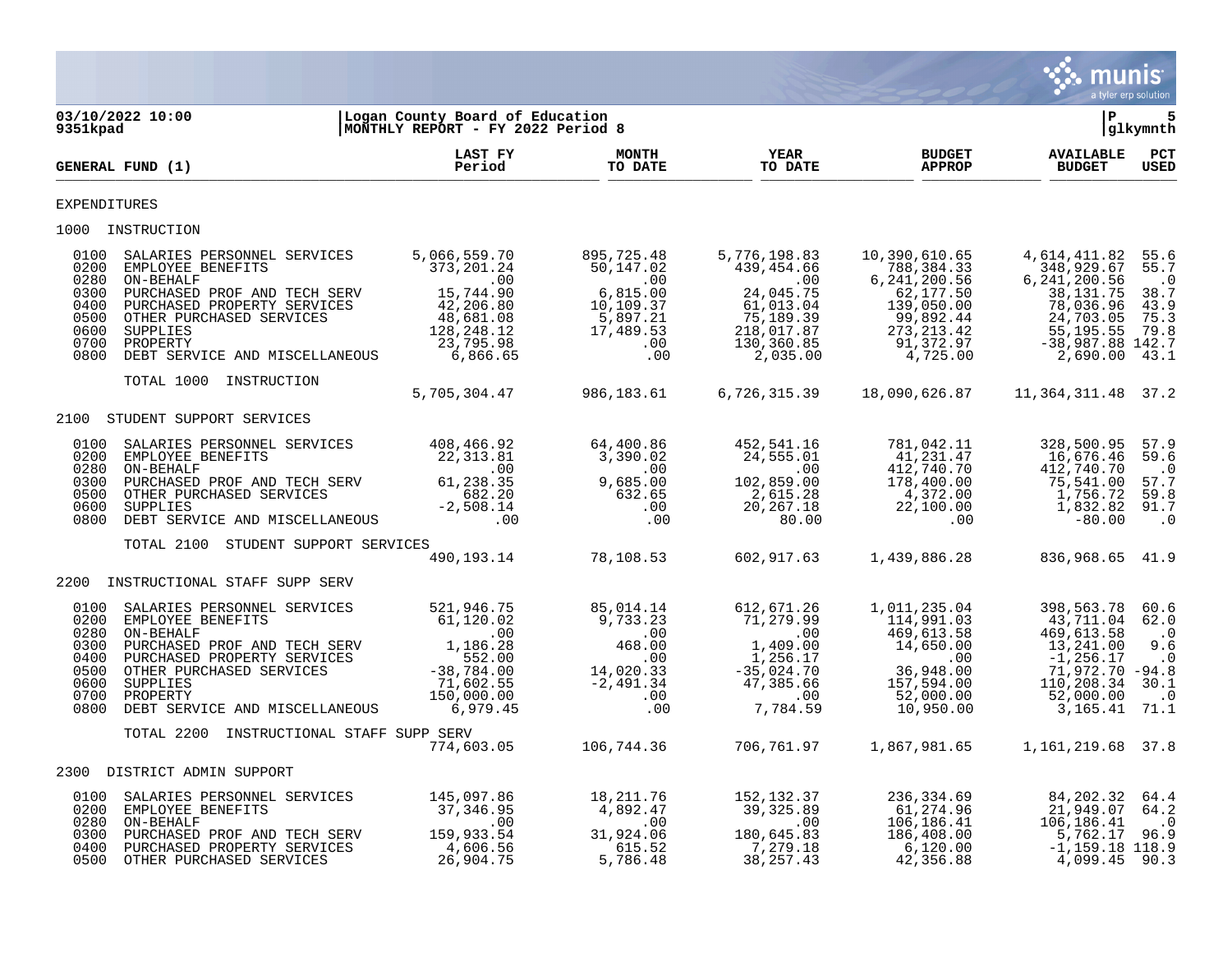**03/10/2022 10:00** | **Logan County Board of Education**
**9351kpad** | **MONTHLY REPORT - FY 2022 Period 8** | **glkymnth**

| GENERAL FUND (1) | LAST FY Period | MONTH TO DATE | YEAR TO DATE | BUDGET APPROP | AVAILABLE BUDGET | PCT USED |
|---|---|---|---|---|---|---|
| **EXPENDITURES** | | | | | | |
| **1000 INSTRUCTION** | | | | | | |
| 0100 SALARIES PERSONNEL SERVICES | 5,066,559.70 | 895,725.48 | 5,776,198.83 | 10,390,610.65 | 4,614,411.82 | 55.6 |
| 0200 EMPLOYEE BENEFITS | 373,201.24 | 50,147.02 | 439,454.66 | 788,384.33 | 348,929.67 | 55.7 |
| 0280 ON-BEHALF | .00 | .00 | .00 | 6,241,200.56 | 6,241,200.56 | .0 |
| 0300 PURCHASED PROF AND TECH SERV | 15,744.90 | 6,815.00 | 24,045.75 | 62,177.50 | 38,131.75 | 38.7 |
| 0400 PURCHASED PROPERTY SERVICES | 42,206.80 | 10,109.37 | 61,013.04 | 139,050.00 | 78,036.96 | 43.9 |
| 0500 OTHER PURCHASED SERVICES | 48,681.08 | 5,897.21 | 75,189.39 | 99,892.44 | 24,703.05 | 75.3 |
| 0600 SUPPLIES | 128,248.12 | 17,489.53 | 218,017.87 | 273,213.42 | 55,195.55 | 79.8 |
| 0700 PROPERTY | 23,795.98 | .00 | 130,360.85 | 91,372.97 | -38,987.88 | 142.7 |
| 0800 DEBT SERVICE AND MISCELLANEOUS | 6,866.65 | .00 | 2,035.00 | 4,725.00 | 2,690.00 | 43.1 |
| TOTAL 1000 INSTRUCTION | 5,705,304.47 | 986,183.61 | 6,726,315.39 | 18,090,626.87 | 11,364,311.48 | 37.2 |
| **2100 STUDENT SUPPORT SERVICES** | | | | | | |
| 0100 SALARIES PERSONNEL SERVICES | 408,466.92 | 64,400.86 | 452,541.16 | 781,042.11 | 328,500.95 | 57.9 |
| 0200 EMPLOYEE BENEFITS | 22,313.81 | 3,390.02 | 24,555.01 | 41,231.47 | 16,676.46 | 59.6 |
| 0280 ON-BEHALF | .00 | .00 | .00 | 412,740.70 | 412,740.70 | .0 |
| 0300 PURCHASED PROF AND TECH SERV | 61,238.35 | 9,685.00 | 102,859.00 | 178,400.00 | 75,541.00 | 57.7 |
| 0500 OTHER PURCHASED SERVICES | 682.20 | 632.65 | 2,615.28 | 4,372.00 | 1,756.72 | 59.8 |
| 0600 SUPPLIES | -2,508.14 | .00 | 20,267.18 | 22,100.00 | 1,832.82 | 91.7 |
| 0800 DEBT SERVICE AND MISCELLANEOUS | .00 | .00 | 80.00 | .00 | -80.00 | .0 |
| TOTAL 2100 STUDENT SUPPORT SERVICES | 490,193.14 | 78,108.53 | 602,917.63 | 1,439,886.28 | 836,968.65 | 41.9 |
| **2200 INSTRUCTIONAL STAFF SUPP SERV** | | | | | | |
| 0100 SALARIES PERSONNEL SERVICES | 521,946.75 | 85,014.14 | 612,671.26 | 1,011,235.04 | 398,563.78 | 60.6 |
| 0200 EMPLOYEE BENEFITS | 61,120.02 | 9,733.23 | 71,279.99 | 114,991.03 | 43,711.04 | 62.0 |
| 0280 ON-BEHALF | .00 | .00 | .00 | 469,613.58 | 469,613.58 | .0 |
| 0300 PURCHASED PROF AND TECH SERV | 1,186.28 | 468.00 | 1,409.00 | 14,650.00 | 13,241.00 | 9.6 |
| 0400 PURCHASED PROPERTY SERVICES | 552.00 | .00 | 1,256.17 | .00 | -1,256.17 | .0 |
| 0500 OTHER PURCHASED SERVICES | -38,784.00 | 14,020.33 | -35,024.70 | 36,948.00 | 71,972.70 | -94.8 |
| 0600 SUPPLIES | 71,602.55 | -2,491.34 | 47,385.66 | 157,594.00 | 110,208.34 | 30.1 |
| 0700 PROPERTY | 150,000.00 | .00 | .00 | 52,000.00 | 52,000.00 | .0 |
| 0800 DEBT SERVICE AND MISCELLANEOUS | 6,979.45 | .00 | 7,784.59 | 10,950.00 | 3,165.41 | 71.1 |
| TOTAL 2200 INSTRUCTIONAL STAFF SUPP SERV | 774,603.05 | 106,744.36 | 706,761.97 | 1,867,981.65 | 1,161,219.68 | 37.8 |
| **2300 DISTRICT ADMIN SUPPORT** | | | | | | |
| 0100 SALARIES PERSONNEL SERVICES | 145,097.86 | 18,211.76 | 152,132.37 | 236,334.69 | 84,202.32 | 64.4 |
| 0200 EMPLOYEE BENEFITS | 37,346.95 | 4,892.47 | 39,325.89 | 61,274.96 | 21,949.07 | 64.2 |
| 0280 ON-BEHALF | .00 | .00 | .00 | 106,186.41 | 106,186.41 | .0 |
| 0300 PURCHASED PROF AND TECH SERV | 159,933.54 | 31,924.06 | 180,645.83 | 186,408.00 | 5,762.17 | 96.9 |
| 0400 PURCHASED PROPERTY SERVICES | 4,606.56 | 615.52 | 7,279.18 | 6,120.00 | -1,159.18 | 118.9 |
| 0500 OTHER PURCHASED SERVICES | 26,904.75 | 5,786.48 | 38,257.43 | 42,356.88 | 4,099.45 | 90.3 |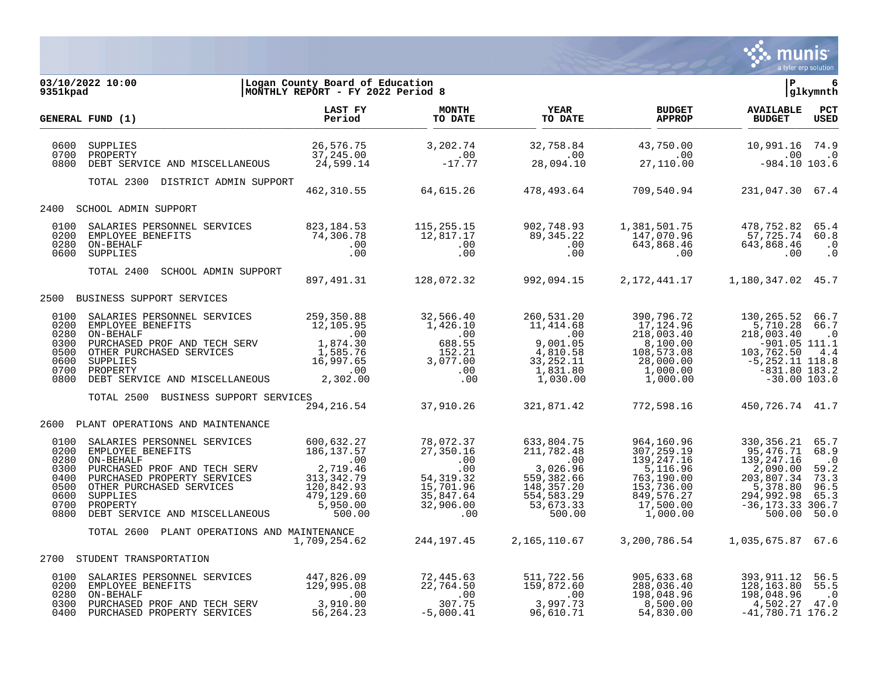**03/10/2022 10:00** | **Logan County Board of Education**
**9351kpad** | **MONTHLY REPORT - FY 2022 Period 8**

| GENERAL FUND (1) | | LAST FY Period | MONTH TO DATE | YEAR TO DATE | BUDGET APPROP | AVAILABLE BUDGET | PCT USED |
|---|---|---|---|---|---|---|---|
| 0600 | SUPPLIES | 26,576.75 | 3,202.74 | 32,758.84 | 43,750.00 | 10,991.16 | 74.9 |
| 0700 | PROPERTY | 37,245.00 | .00 | .00 | .00 | .00 | .0 |
| 0800 | DEBT SERVICE AND MISCELLANEOUS | 24,599.14 | -17.77 | 28,094.10 | 27,110.00 | -984.10 | 103.6 |
| | TOTAL 2300 DISTRICT ADMIN SUPPORT | 462,310.55 | 64,615.26 | 478,493.64 | 709,540.94 | 231,047.30 | 67.4 |
| 2400 | SCHOOL ADMIN SUPPORT | | | | | | |
| 0100 | SALARIES PERSONNEL SERVICES | 823,184.53 | 115,255.15 | 902,748.93 | 1,381,501.75 | 478,752.82 | 65.4 |
| 0200 | EMPLOYEE BENEFITS | 74,306.78 | 12,817.17 | 89,345.22 | 147,070.96 | 57,725.74 | 60.8 |
| 0280 | ON-BEHALF | .00 | .00 | .00 | 643,868.46 | 643,868.46 | .0 |
| 0600 | SUPPLIES | .00 | .00 | .00 | .00 | .00 | .0 |
| | TOTAL 2400 SCHOOL ADMIN SUPPORT | 897,491.31 | 128,072.32 | 992,094.15 | 2,172,441.17 | 1,180,347.02 | 45.7 |
| 2500 | BUSINESS SUPPORT SERVICES | | | | | | |
| 0100 | SALARIES PERSONNEL SERVICES | 259,350.88 | 32,566.40 | 260,531.20 | 390,796.72 | 130,265.52 | 66.7 |
| 0200 | EMPLOYEE BENEFITS | 12,105.95 | 1,426.10 | 11,414.68 | 17,124.96 | 5,710.28 | 66.7 |
| 0280 | ON-BEHALF | .00 | .00 | .00 | 218,003.40 | 218,003.40 | .0 |
| 0300 | PURCHASED PROF AND TECH SERV | 1,874.30 | 688.55 | 9,001.05 | 8,100.00 | -901.05 | 111.1 |
| 0500 | OTHER PURCHASED SERVICES | 1,585.76 | 152.21 | 4,810.58 | 108,573.08 | 103,762.50 | 4.4 |
| 0600 | SUPPLIES | 16,997.65 | 3,077.00 | 33,252.11 | 28,000.00 | -5,252.11 | 118.8 |
| 0700 | PROPERTY | .00 | .00 | 1,831.80 | 1,000.00 | -831.80 | 183.2 |
| 0800 | DEBT SERVICE AND MISCELLANEOUS | 2,302.00 | .00 | 1,030.00 | 1,000.00 | -30.00 | 103.0 |
| | TOTAL 2500 BUSINESS SUPPORT SERVICES | 294,216.54 | 37,910.26 | 321,871.42 | 772,598.16 | 450,726.74 | 41.7 |
| 2600 | PLANT OPERATIONS AND MAINTENANCE | | | | | | |
| 0100 | SALARIES PERSONNEL SERVICES | 600,632.27 | 78,072.37 | 633,804.75 | 964,160.96 | 330,356.21 | 65.7 |
| 0200 | EMPLOYEE BENEFITS | 186,137.57 | 27,350.16 | 211,782.48 | 307,259.19 | 95,476.71 | 68.9 |
| 0280 | ON-BEHALF | .00 | .00 | .00 | 139,247.16 | 139,247.16 | .0 |
| 0300 | PURCHASED PROF AND TECH SERV | 2,719.46 | .00 | 3,026.96 | 5,116.96 | 2,090.00 | 59.2 |
| 0400 | PURCHASED PROPERTY SERVICES | 313,342.79 | 54,319.32 | 559,382.66 | 763,190.00 | 203,807.34 | 73.3 |
| 0500 | OTHER PURCHASED SERVICES | 120,842.93 | 15,701.96 | 148,357.20 | 153,736.00 | 5,378.80 | 96.5 |
| 0600 | SUPPLIES | 479,129.60 | 35,847.64 | 554,583.29 | 849,576.27 | 294,992.98 | 65.3 |
| 0700 | PROPERTY | 5,950.00 | 32,906.00 | 53,673.33 | 17,500.00 | -36,173.33 | 306.7 |
| 0800 | DEBT SERVICE AND MISCELLANEOUS | 500.00 | .00 | 500.00 | 1,000.00 | 500.00 | 50.0 |
| | TOTAL 2600 PLANT OPERATIONS AND MAINTENANCE | 1,709,254.62 | 244,197.45 | 2,165,110.67 | 3,200,786.54 | 1,035,675.87 | 67.6 |
| 2700 | STUDENT TRANSPORTATION | | | | | | |
| 0100 | SALARIES PERSONNEL SERVICES | 447,826.09 | 72,445.63 | 511,722.56 | 905,633.68 | 393,911.12 | 56.5 |
| 0200 | EMPLOYEE BENEFITS | 129,995.08 | 22,764.50 | 159,872.60 | 288,036.40 | 128,163.80 | 55.5 |
| 0280 | ON-BEHALF | .00 | .00 | .00 | 198,048.96 | 198,048.96 | .0 |
| 0300 | PURCHASED PROF AND TECH SERV | 3,910.80 | 307.75 | 3,997.73 | 8,500.00 | 4,502.27 | 47.0 |
| 0400 | PURCHASED PROPERTY SERVICES | 56,264.23 | -5,000.41 | 96,610.71 | 54,830.00 | -41,780.71 | 176.2 |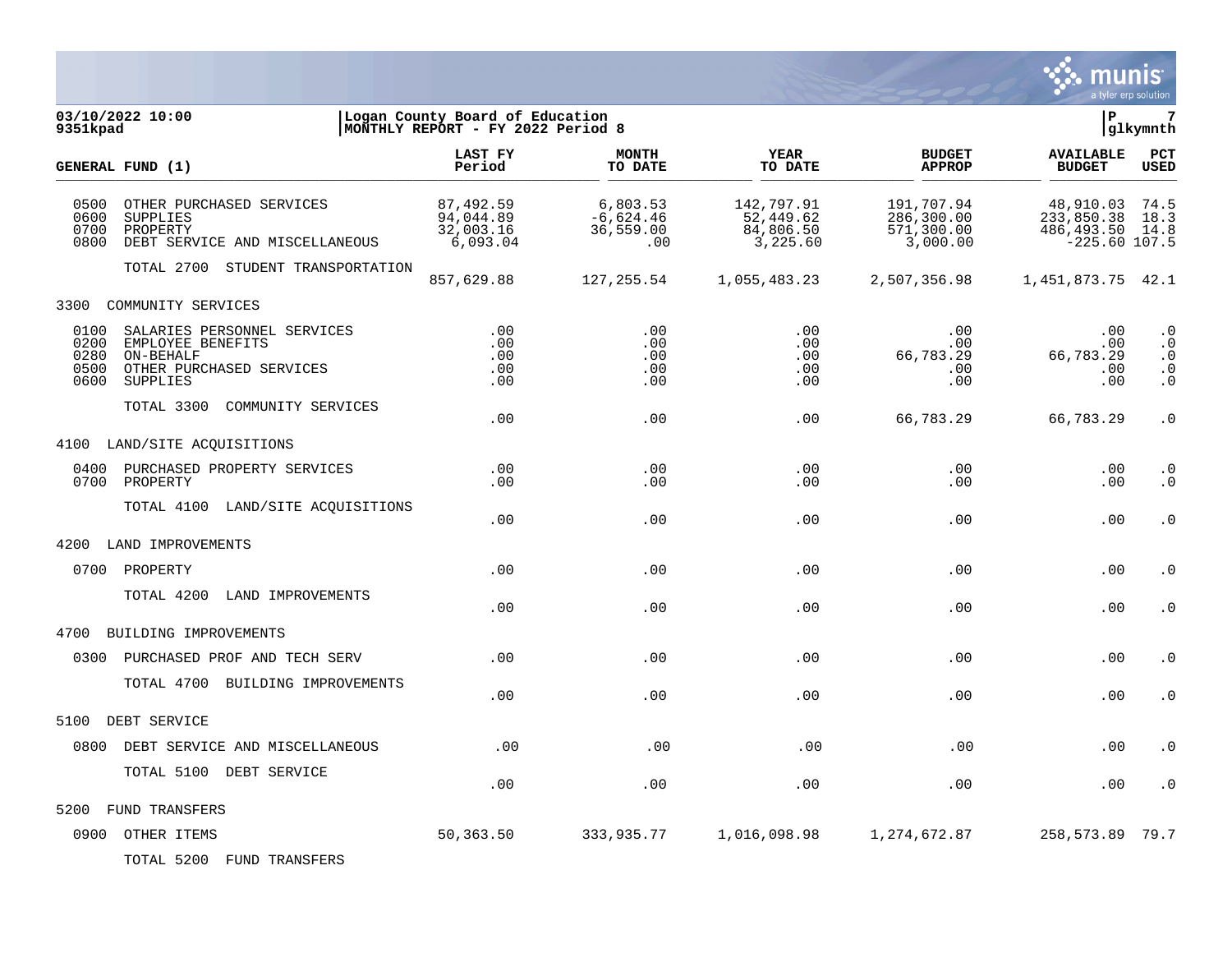03/10/2022 10:00 | Logan County Board of Education
9351kpad | MONTHLY REPORT - FY 2022 Period 8

| GENERAL FUND (1) | LAST FY Period | MONTH TO DATE | YEAR TO DATE | BUDGET APPROP | AVAILABLE BUDGET | PCT USED |
|---|---|---|---|---|---|---|
| 0500 OTHER PURCHASED SERVICES | 87,492.59 | 6,803.53 | 142,797.91 | 191,707.94 | 48,910.03 | 74.5 |
| 0600 SUPPLIES | 94,044.89 | -6,624.46 | 52,449.62 | 286,300.00 | 233,850.38 | 18.3 |
| 0700 PROPERTY | 32,003.16 | 36,559.00 | 84,806.50 | 571,300.00 | 486,493.50 | 14.8 |
| 0800 DEBT SERVICE AND MISCELLANEOUS | 6,093.04 | .00 | 3,225.60 | 3,000.00 | -225.60 | 107.5 |
| TOTAL 2700 STUDENT TRANSPORTATION | 857,629.88 | 127,255.54 | 1,055,483.23 | 2,507,356.98 | 1,451,873.75 | 42.1 |
| **3300 COMMUNITY SERVICES** | | | | | | |
| 0100 SALARIES PERSONNEL SERVICES | .00 | .00 | .00 | .00 | .00 | .0 |
| 0200 EMPLOYEE BENEFITS | .00 | .00 | .00 | .00 | .00 | .0 |
| 0280 ON-BEHALF | .00 | .00 | .00 | 66,783.29 | 66,783.29 | .0 |
| 0500 OTHER PURCHASED SERVICES | .00 | .00 | .00 | .00 | .00 | .0 |
| 0600 SUPPLIES | .00 | .00 | .00 | .00 | .00 | .0 |
| TOTAL 3300 COMMUNITY SERVICES | .00 | .00 | .00 | 66,783.29 | 66,783.29 | .0 |
| **4100 LAND/SITE ACQUISITIONS** | | | | | | |
| 0400 PURCHASED PROPERTY SERVICES | .00 | .00 | .00 | .00 | .00 | .0 |
| 0700 PROPERTY | .00 | .00 | .00 | .00 | .00 | .0 |
| TOTAL 4100 LAND/SITE ACQUISITIONS | .00 | .00 | .00 | .00 | .00 | .0 |
| **4200 LAND IMPROVEMENTS** | | | | | | |
| 0700 PROPERTY | .00 | .00 | .00 | .00 | .00 | .0 |
| TOTAL 4200 LAND IMPROVEMENTS | .00 | .00 | .00 | .00 | .00 | .0 |
| **4700 BUILDING IMPROVEMENTS** | | | | | | |
| 0300 PURCHASED PROF AND TECH SERV | .00 | .00 | .00 | .00 | .00 | .0 |
| TOTAL 4700 BUILDING IMPROVEMENTS | .00 | .00 | .00 | .00 | .00 | .0 |
| **5100 DEBT SERVICE** | | | | | | |
| 0800 DEBT SERVICE AND MISCELLANEOUS | .00 | .00 | .00 | .00 | .00 | .0 |
| TOTAL 5100 DEBT SERVICE | .00 | .00 | .00 | .00 | .00 | .0 |
| **5200 FUND TRANSFERS** | | | | | | |
| 0900 OTHER ITEMS | 50,363.50 | 333,935.77 | 1,016,098.98 | 1,274,672.87 | 258,573.89 | 79.7 |
| TOTAL 5200 FUND TRANSFERS | | | | | | |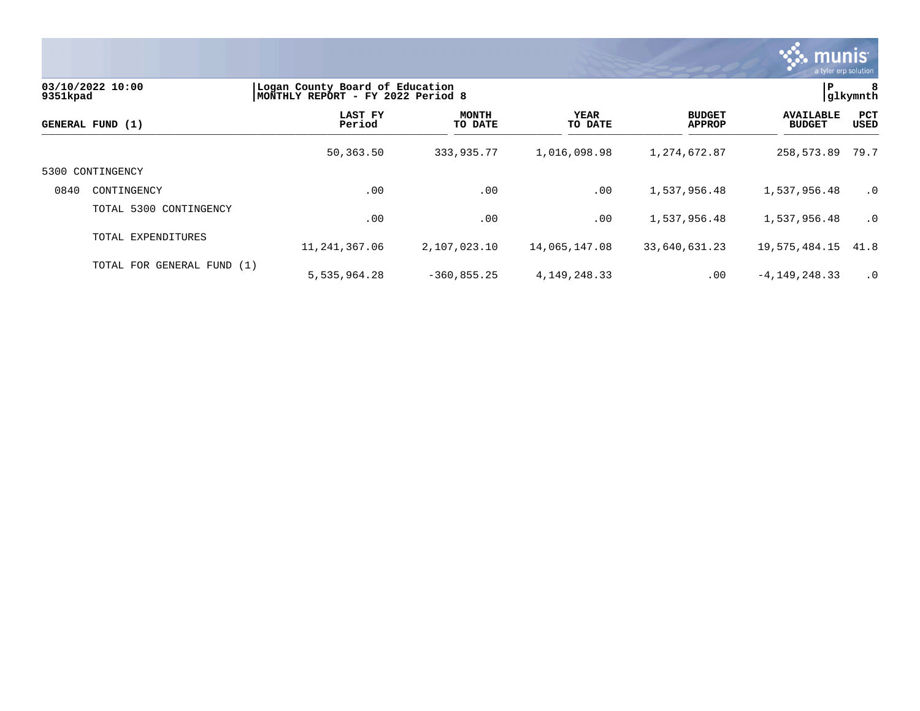03/10/2022 10:00
9351kpad

Logan County Board of Education
MONTHLY REPORT - FY 2022 Period 8

P 8
glkymnth

| GENERAL FUND (1) | | LAST FY Period | MONTH TO DATE | YEAR TO DATE | BUDGET APPROP | AVAILABLE BUDGET | PCT USED |
|---|---|---|---|---|---|---|---|
| | | 50,363.50 | 333,935.77 | 1,016,098.98 | 1,274,672.87 | 258,573.89 | 79.7 |
| 5300 CONTINGENCY | | | | | | | |
| 0840 | CONTINGENCY | .00 | .00 | .00 | 1,537,956.48 | 1,537,956.48 | .0 |
| | TOTAL 5300 CONTINGENCY | .00 | .00 | .00 | 1,537,956.48 | 1,537,956.48 | .0 |
| | TOTAL EXPENDITURES | 11,241,367.06 | 2,107,023.10 | 14,065,147.08 | 33,640,631.23 | 19,575,484.15 | 41.8 |
| | TOTAL FOR GENERAL FUND (1) | 5,535,964.28 | -360,855.25 | 4,149,248.33 | .00 | -4,149,248.33 | .0 |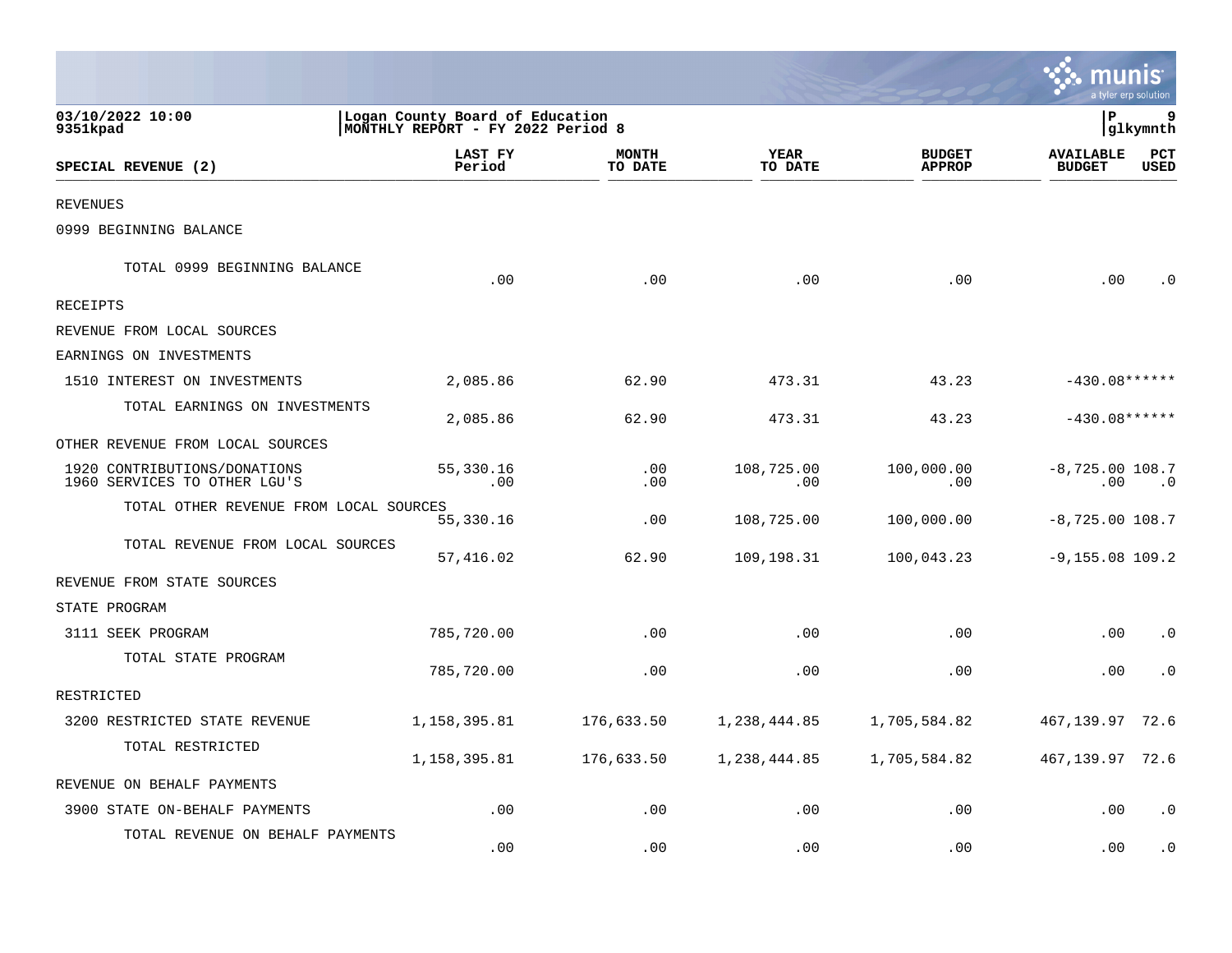03/10/2022 10:00
9351kpad

Logan County Board of Education
MONTHLY REPORT - FY 2022 Period 8

P 9
glkymnth

| SPECIAL REVENUE (2) | LAST FY Period | MONTH TO DATE | YEAR TO DATE | BUDGET APPROP | AVAILABLE BUDGET | PCT USED |
|---|---|---|---|---|---|---|
| REVENUES | | | | | | |
| 0999 BEGINNING BALANCE | | | | | | |
| TOTAL 0999 BEGINNING BALANCE | .00 | .00 | .00 | .00 | .00 | .0 |
| RECEIPTS | | | | | | |
| REVENUE FROM LOCAL SOURCES | | | | | | |
| EARNINGS ON INVESTMENTS | | | | | | |
| 1510 INTEREST ON INVESTMENTS | 2,085.86 | 62.90 | 473.31 | 43.23 | -430.08 | ****** |
| TOTAL EARNINGS ON INVESTMENTS | 2,085.86 | 62.90 | 473.31 | 43.23 | -430.08 | ****** |
| OTHER REVENUE FROM LOCAL SOURCES | | | | | | |
| 1920 CONTRIBUTIONS/DONATIONS | 55,330.16 | .00 | 108,725.00 | 100,000.00 | -8,725.00 | 108.7 |
| 1960 SERVICES TO OTHER LGU'S | .00 | .00 | .00 | .00 | .00 | .0 |
| TOTAL OTHER REVENUE FROM LOCAL SOURCES | 55,330.16 | .00 | 108,725.00 | 100,000.00 | -8,725.00 | 108.7 |
| TOTAL REVENUE FROM LOCAL SOURCES | 57,416.02 | 62.90 | 109,198.31 | 100,043.23 | -9,155.08 | 109.2 |
| REVENUE FROM STATE SOURCES | | | | | | |
| STATE PROGRAM | | | | | | |
| 3111 SEEK PROGRAM | 785,720.00 | .00 | .00 | .00 | .00 | .0 |
| TOTAL STATE PROGRAM | 785,720.00 | .00 | .00 | .00 | .00 | .0 |
| RESTRICTED | | | | | | |
| 3200 RESTRICTED STATE REVENUE | 1,158,395.81 | 176,633.50 | 1,238,444.85 | 1,705,584.82 | 467,139.97 | 72.6 |
| TOTAL RESTRICTED | 1,158,395.81 | 176,633.50 | 1,238,444.85 | 1,705,584.82 | 467,139.97 | 72.6 |
| REVENUE ON BEHALF PAYMENTS | | | | | | |
| 3900 STATE ON-BEHALF PAYMENTS | .00 | .00 | .00 | .00 | .00 | .0 |
| TOTAL REVENUE ON BEHALF PAYMENTS | .00 | .00 | .00 | .00 | .00 | .0 |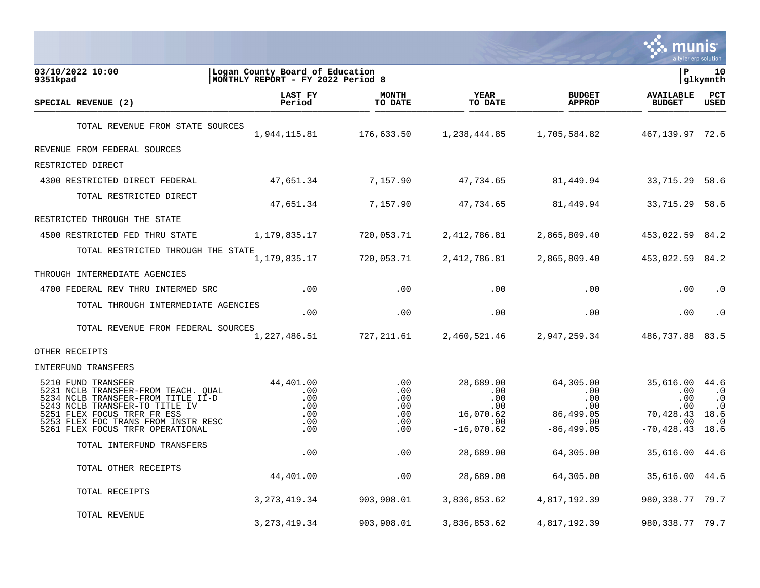03/10/2022 10:00 | Logan County Board of Education | P 10
9351kpad | MONTHLY REPORT - FY 2022 Period 8 | glkymnth

| SPECIAL REVENUE (2) | LAST FY Period | MONTH TO DATE | YEAR TO DATE | BUDGET APPROP | AVAILABLE BUDGET | PCT USED |
|---|---|---|---|---|---|---|
| TOTAL REVENUE FROM STATE SOURCES | 1,944,115.81 | 176,633.50 | 1,238,444.85 | 1,705,584.82 | 467,139.97 | 72.6 |
| REVENUE FROM FEDERAL SOURCES | | | | | | |
| RESTRICTED DIRECT | | | | | | |
| 4300 RESTRICTED DIRECT FEDERAL | 47,651.34 | 7,157.90 | 47,734.65 | 81,449.94 | 33,715.29 | 58.6 |
| TOTAL RESTRICTED DIRECT | 47,651.34 | 7,157.90 | 47,734.65 | 81,449.94 | 33,715.29 | 58.6 |
| RESTRICTED THROUGH THE STATE | | | | | | |
| 4500 RESTRICTED FED THRU STATE | 1,179,835.17 | 720,053.71 | 2,412,786.81 | 2,865,809.40 | 453,022.59 | 84.2 |
| TOTAL RESTRICTED THROUGH THE STATE | 1,179,835.17 | 720,053.71 | 2,412,786.81 | 2,865,809.40 | 453,022.59 | 84.2 |
| THROUGH INTERMEDIATE AGENCIES | | | | | | |
| 4700 FEDERAL REV THRU INTERMED SRC | .00 | .00 | .00 | .00 | .00 | .0 |
| TOTAL THROUGH INTERMEDIATE AGENCIES | .00 | .00 | .00 | .00 | .00 | .0 |
| TOTAL REVENUE FROM FEDERAL SOURCES | 1,227,486.51 | 727,211.61 | 2,460,521.46 | 2,947,259.34 | 486,737.88 | 83.5 |
| OTHER RECEIPTS | | | | | | |
| INTERFUND TRANSFERS | | | | | | |
| 5210 FUND TRANSFER | 44,401.00 | .00 | 28,689.00 | 64,305.00 | 35,616.00 | 44.6 |
| 5231 NCLB TRANSFER-FROM TEACH. QUAL | .00 | .00 | .00 | .00 | .00 | .0 |
| 5234 NCLB TRANSFER-FROM TITLE II-D | .00 | .00 | .00 | .00 | .00 | .0 |
| 5243 NCLB TRANSFER-TO TITLE IV | .00 | .00 | .00 | .00 | .00 | .0 |
| 5251 FLEX FOCUS TRFR FR ESS | .00 | .00 | 16,070.62 | 86,499.05 | 70,428.43 | 18.6 |
| 5253 FLEX FOC TRANS FROM INSTR RESC | .00 | .00 | .00 | .00 | .00 | .0 |
| 5261 FLEX FOCUS TRFR OPERATIONAL | .00 | .00 | -16,070.62 | -86,499.05 | -70,428.43 | 18.6 |
| TOTAL INTERFUND TRANSFERS | .00 | .00 | 28,689.00 | 64,305.00 | 35,616.00 | 44.6 |
| TOTAL OTHER RECEIPTS | 44,401.00 | .00 | 28,689.00 | 64,305.00 | 35,616.00 | 44.6 |
| TOTAL RECEIPTS | 3,273,419.34 | 903,908.01 | 3,836,853.62 | 4,817,192.39 | 980,338.77 | 79.7 |
| TOTAL REVENUE | 3,273,419.34 | 903,908.01 | 3,836,853.62 | 4,817,192.39 | 980,338.77 | 79.7 |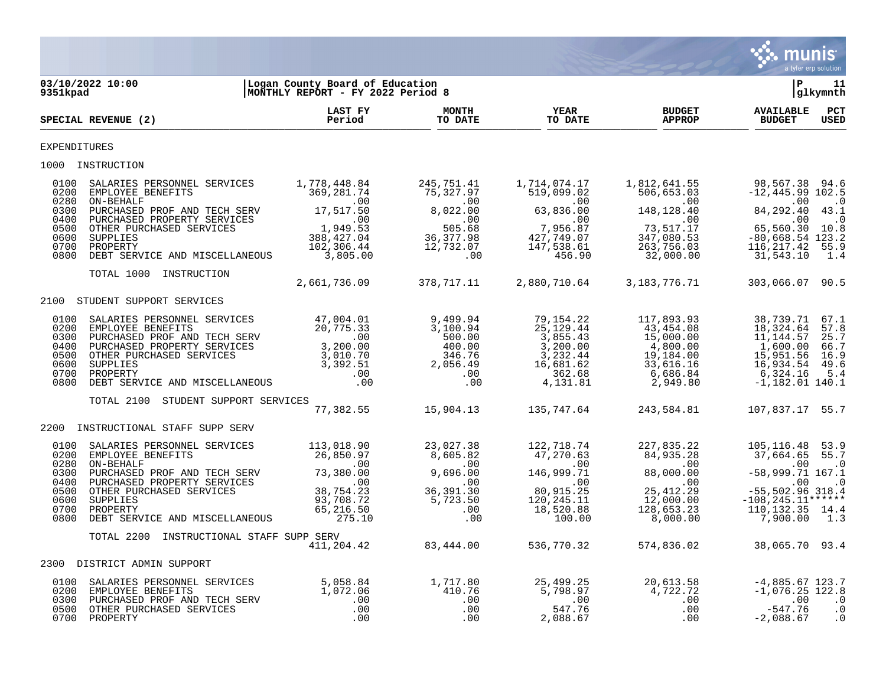03/10/2022 10:00 | Logan County Board of Education | P 11
9351kpad | MONTHLY REPORT - FY 2022 Period 8 | glkymnth

| SPECIAL REVENUE (2) | LAST FY Period | MONTH TO DATE | YEAR TO DATE | BUDGET APPROP | AVAILABLE BUDGET | PCT USED |
|---|---|---|---|---|---|---|
| **EXPENDITURES** | | | | | | |
| **1000 INSTRUCTION** | | | | | | |
| 0100 SALARIES PERSONNEL SERVICES | 1,778,448.84 | 245,751.41 | 1,714,074.17 | 1,812,641.55 | 98,567.38 | 94.6 |
| 0200 EMPLOYEE BENEFITS | 369,281.74 | 75,327.97 | 519,099.02 | 506,653.03 | -12,445.99 | 102.5 |
| 0280 ON-BEHALF | .00 | .00 | .00 | .00 | .00 | .0 |
| 0300 PURCHASED PROF AND TECH SERV | 17,517.50 | 8,022.00 | 63,836.00 | 148,128.40 | 84,292.40 | 43.1 |
| 0400 PURCHASED PROPERTY SERVICES | .00 | .00 | .00 | .00 | .00 | .0 |
| 0500 OTHER PURCHASED SERVICES | 1,949.53 | 505.68 | 7,956.87 | 73,517.17 | 65,560.30 | 10.8 |
| 0600 SUPPLIES | 388,427.04 | 36,377.98 | 427,749.07 | 347,080.53 | -80,668.54 | 123.2 |
| 0700 PROPERTY | 102,306.44 | 12,732.07 | 147,538.61 | 263,756.03 | 116,217.42 | 55.9 |
| 0800 DEBT SERVICE AND MISCELLANEOUS | 3,805.00 | .00 | 456.90 | 32,000.00 | 31,543.10 | 1.4 |
| TOTAL 1000 INSTRUCTION | 2,661,736.09 | 378,717.11 | 2,880,710.64 | 3,183,776.71 | 303,066.07 | 90.5 |
| **2100 STUDENT SUPPORT SERVICES** | | | | | | |
| 0100 SALARIES PERSONNEL SERVICES | 47,004.01 | 9,499.94 | 79,154.22 | 117,893.93 | 38,739.71 | 67.1 |
| 0200 EMPLOYEE BENEFITS | 20,775.33 | 3,100.94 | 25,129.44 | 43,454.08 | 18,324.64 | 57.8 |
| 0300 PURCHASED PROF AND TECH SERV | .00 | 500.00 | 3,855.43 | 15,000.00 | 11,144.57 | 25.7 |
| 0400 PURCHASED PROPERTY SERVICES | 3,200.00 | 400.00 | 3,200.00 | 4,800.00 | 1,600.00 | 66.7 |
| 0500 OTHER PURCHASED SERVICES | 3,010.70 | 346.76 | 3,232.44 | 19,184.00 | 15,951.56 | 16.9 |
| 0600 SUPPLIES | 3,392.51 | 2,056.49 | 16,681.62 | 33,616.16 | 16,934.54 | 49.6 |
| 0700 PROPERTY | .00 | .00 | 362.68 | 6,686.84 | 6,324.16 | 5.4 |
| 0800 DEBT SERVICE AND MISCELLANEOUS | .00 | .00 | 4,131.81 | 2,949.80 | -1,182.01 | 140.1 |
| TOTAL 2100 STUDENT SUPPORT SERVICES | 77,382.55 | 15,904.13 | 135,747.64 | 243,584.81 | 107,837.17 | 55.7 |
| **2200 INSTRUCTIONAL STAFF SUPP SERV** | | | | | | |
| 0100 SALARIES PERSONNEL SERVICES | 113,018.90 | 23,027.38 | 122,718.74 | 227,835.22 | 105,116.48 | 53.9 |
| 0200 EMPLOYEE BENEFITS | 26,850.97 | 8,605.82 | 47,270.63 | 84,935.28 | 37,664.65 | 55.7 |
| 0280 ON-BEHALF | .00 | .00 | .00 | .00 | .00 | .0 |
| 0300 PURCHASED PROF AND TECH SERV | 73,380.00 | 9,696.00 | 146,999.71 | 88,000.00 | -58,999.71 | 167.1 |
| 0400 PURCHASED PROPERTY SERVICES | .00 | .00 | .00 | .00 | .00 | .0 |
| 0500 OTHER PURCHASED SERVICES | 38,754.23 | 36,391.30 | 80,915.25 | 25,412.29 | -55,502.96 | 318.4 |
| 0600 SUPPLIES | 93,708.72 | 5,723.50 | 120,245.11 | 12,000.00 | -108,245.11 | ****** |
| 0700 PROPERTY | 65,216.50 | .00 | 18,520.88 | 128,653.23 | 110,132.35 | 14.4 |
| 0800 DEBT SERVICE AND MISCELLANEOUS | 275.10 | .00 | 100.00 | 8,000.00 | 7,900.00 | 1.3 |
| TOTAL 2200 INSTRUCTIONAL STAFF SUPP SERV | 411,204.42 | 83,444.00 | 536,770.32 | 574,836.02 | 38,065.70 | 93.4 |
| **2300 DISTRICT ADMIN SUPPORT** | | | | | | |
| 0100 SALARIES PERSONNEL SERVICES | 5,058.84 | 1,717.80 | 25,499.25 | 20,613.58 | -4,885.67 | 123.7 |
| 0200 EMPLOYEE BENEFITS | 1,072.06 | 410.76 | 5,798.97 | 4,722.72 | -1,076.25 | 122.8 |
| 0300 PURCHASED PROF AND TECH SERV | .00 | .00 | .00 | .00 | .00 | .0 |
| 0500 OTHER PURCHASED SERVICES | .00 | .00 | 547.76 | .00 | -547.76 | .0 |
| 0700 PROPERTY | .00 | .00 | 2,088.67 | .00 | -2,088.67 | .0 |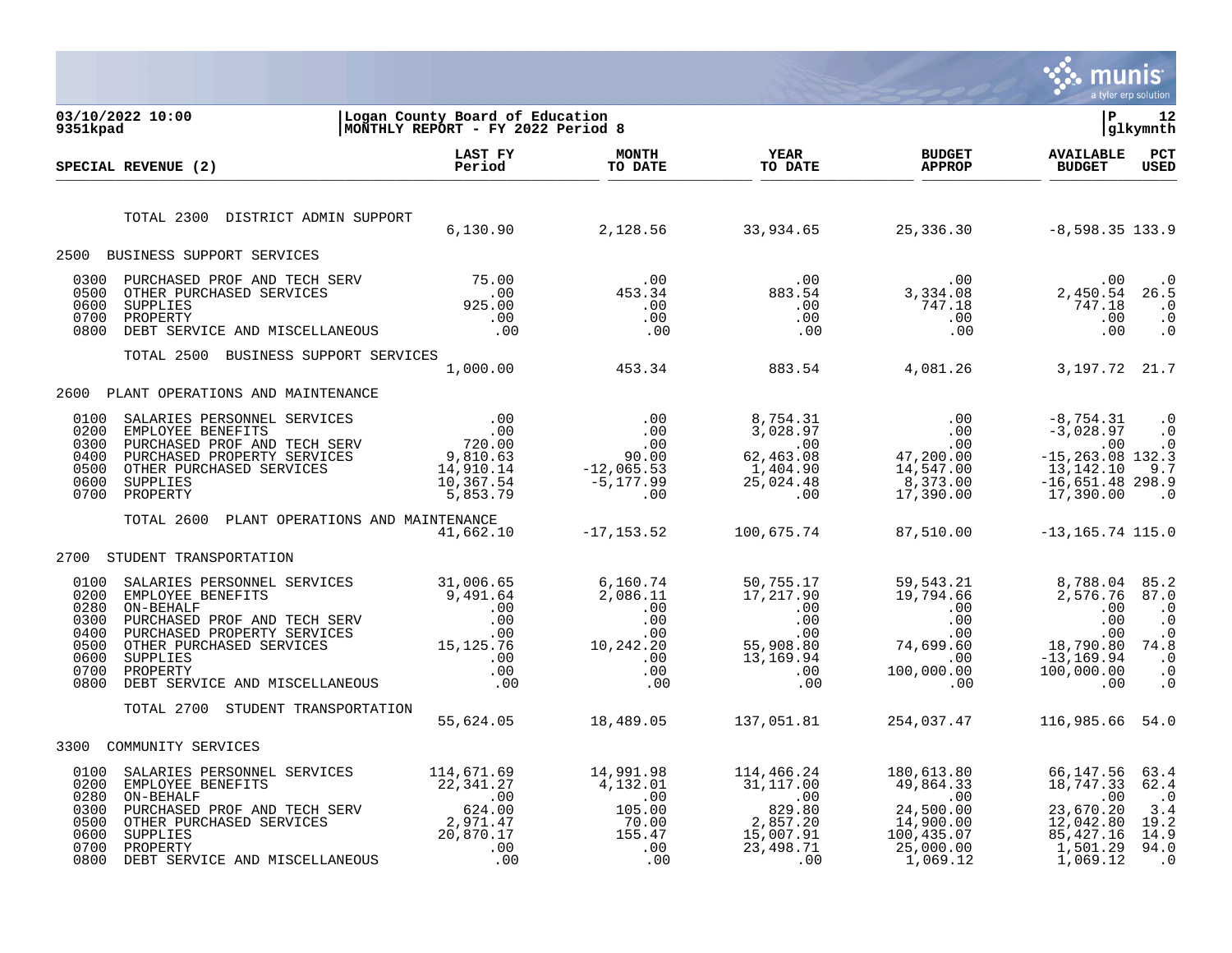03/10/2022 10:00 | Logan County Board of Education | P 12
9351kpad | MONTHLY REPORT - FY 2022 Period 8 | glkymnth

| SPECIAL REVENUE (2) | LAST FY Period | MONTH TO DATE | YEAR TO DATE | BUDGET APPROP | AVAILABLE BUDGET | PCT USED |
|---|---|---|---|---|---|---|
| TOTAL 2300 DISTRICT ADMIN SUPPORT | 6,130.90 | 2,128.56 | 33,934.65 | 25,336.30 | -8,598.35 | 133.9 |
| **2500 BUSINESS SUPPORT SERVICES** | | | | | | |
| 0300 PURCHASED PROF AND TECH SERV | 75.00 | .00 | .00 | .00 | .00 | .0 |
| 0500 OTHER PURCHASED SERVICES | .00 | 453.34 | 883.54 | 3,334.08 | 2,450.54 | 26.5 |
| 0600 SUPPLIES | 925.00 | .00 | .00 | 747.18 | 747.18 | .0 |
| 0700 PROPERTY | .00 | .00 | .00 | .00 | .00 | .0 |
| 0800 DEBT SERVICE AND MISCELLANEOUS | .00 | .00 | .00 | .00 | .00 | .0 |
| TOTAL 2500 BUSINESS SUPPORT SERVICES | 1,000.00 | 453.34 | 883.54 | 4,081.26 | 3,197.72 | 21.7 |
| **2600 PLANT OPERATIONS AND MAINTENANCE** | | | | | | |
| 0100 SALARIES PERSONNEL SERVICES | .00 | .00 | 8,754.31 | .00 | -8,754.31 | .0 |
| 0200 EMPLOYEE BENEFITS | .00 | .00 | 3,028.97 | .00 | -3,028.97 | .0 |
| 0300 PURCHASED PROF AND TECH SERV | 720.00 | .00 | .00 | .00 | .00 | .0 |
| 0400 PURCHASED PROPERTY SERVICES | 9,810.63 | 90.00 | 62,463.08 | 47,200.00 | -15,263.08 | 132.3 |
| 0500 OTHER PURCHASED SERVICES | 14,910.14 | -12,065.53 | 1,404.90 | 14,547.00 | 13,142.10 | 9.7 |
| 0600 SUPPLIES | 10,367.54 | -5,177.99 | 25,024.48 | 8,373.00 | -16,651.48 | 298.9 |
| 0700 PROPERTY | 5,853.79 | .00 | .00 | 17,390.00 | 17,390.00 | .0 |
| TOTAL 2600 PLANT OPERATIONS AND MAINTENANCE | 41,662.10 | -17,153.52 | 100,675.74 | 87,510.00 | -13,165.74 | 115.0 |
| **2700 STUDENT TRANSPORTATION** | | | | | | |
| 0100 SALARIES PERSONNEL SERVICES | 31,006.65 | 6,160.74 | 50,755.17 | 59,543.21 | 8,788.04 | 85.2 |
| 0200 EMPLOYEE BENEFITS | 9,491.64 | 2,086.11 | 17,217.90 | 19,794.66 | 2,576.76 | 87.0 |
| 0280 ON-BEHALF | .00 | .00 | .00 | .00 | .00 | .0 |
| 0300 PURCHASED PROF AND TECH SERV | .00 | .00 | .00 | .00 | .00 | .0 |
| 0400 PURCHASED PROPERTY SERVICES | .00 | .00 | .00 | .00 | .00 | .0 |
| 0500 OTHER PURCHASED SERVICES | 15,125.76 | 10,242.20 | 55,908.80 | 74,699.60 | 18,790.80 | 74.8 |
| 0600 SUPPLIES | .00 | .00 | 13,169.94 | .00 | -13,169.94 | .0 |
| 0700 PROPERTY | .00 | .00 | .00 | 100,000.00 | 100,000.00 | .0 |
| 0800 DEBT SERVICE AND MISCELLANEOUS | .00 | .00 | .00 | .00 | .00 | .0 |
| TOTAL 2700 STUDENT TRANSPORTATION | 55,624.05 | 18,489.05 | 137,051.81 | 254,037.47 | 116,985.66 | 54.0 |
| **3300 COMMUNITY SERVICES** | | | | | | |
| 0100 SALARIES PERSONNEL SERVICES | 114,671.69 | 14,991.98 | 114,466.24 | 180,613.80 | 66,147.56 | 63.4 |
| 0200 EMPLOYEE BENEFITS | 22,341.27 | 4,132.01 | 31,117.00 | 49,864.33 | 18,747.33 | 62.4 |
| 0280 ON-BEHALF | .00 | .00 | .00 | .00 | .00 | .0 |
| 0300 PURCHASED PROF AND TECH SERV | 624.00 | 105.00 | 829.80 | 24,500.00 | 23,670.20 | 3.4 |
| 0500 OTHER PURCHASED SERVICES | 2,971.47 | 70.00 | 2,857.20 | 14,900.00 | 12,042.80 | 19.2 |
| 0600 SUPPLIES | 20,870.17 | 155.47 | 15,007.91 | 100,435.07 | 85,427.16 | 14.9 |
| 0700 PROPERTY | .00 | .00 | 23,498.71 | 25,000.00 | 1,501.29 | 94.0 |
| 0800 DEBT SERVICE AND MISCELLANEOUS | .00 | .00 | .00 | 1,069.12 | 1,069.12 | .0 |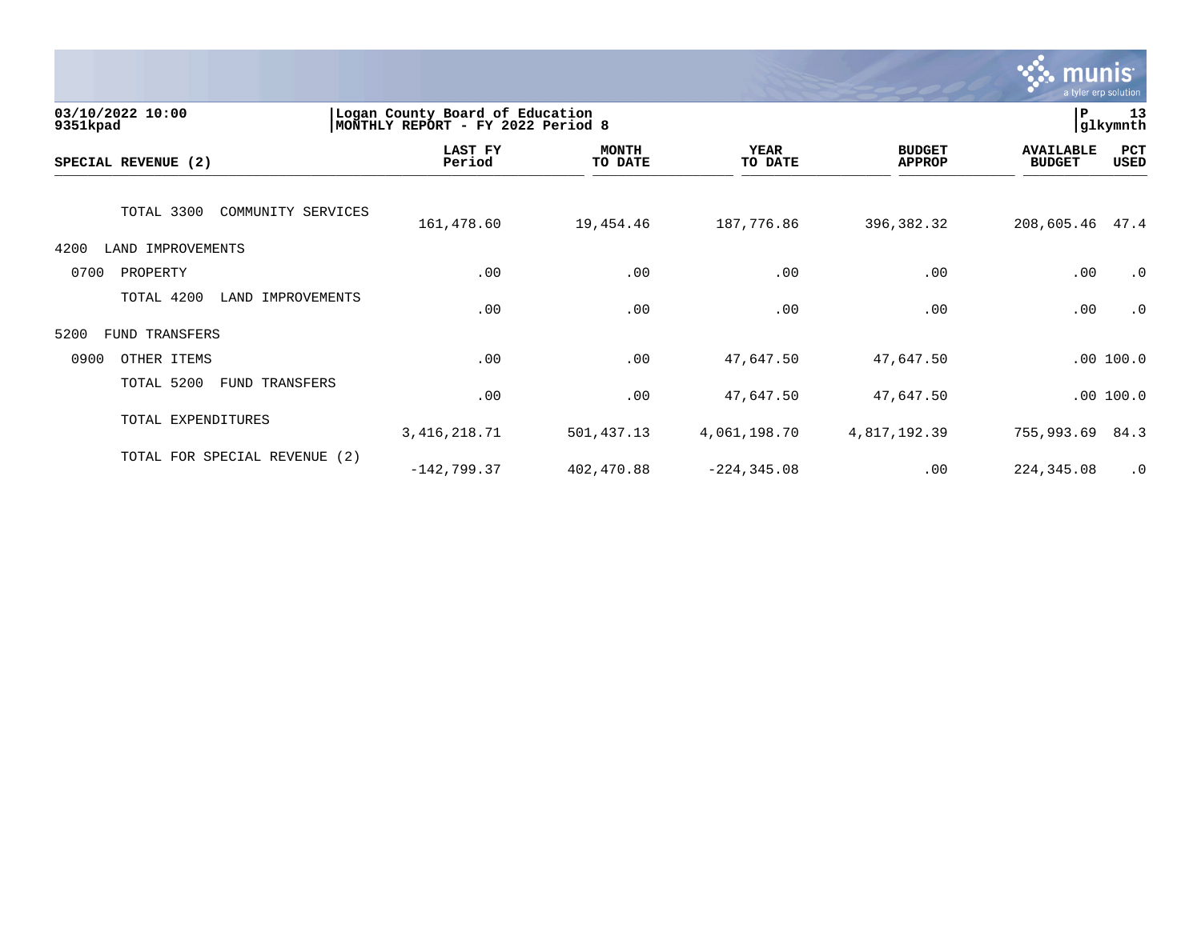03/10/2022 10:00
9351kpad

Logan County Board of Education
MONTHLY REPORT - FY 2022 Period 8

P 13
glkymnth

| SPECIAL REVENUE (2) | LAST FY Period | MONTH TO DATE | YEAR TO DATE | BUDGET APPROP | AVAILABLE BUDGET | PCT USED |
|---|---|---|---|---|---|---|
| TOTAL 3300 COMMUNITY SERVICES | 161,478.60 | 19,454.46 | 187,776.86 | 396,382.32 | 208,605.46 | 47.4 |
| 4200 LAND IMPROVEMENTS | | | | | | |
| 0700 PROPERTY | .00 | .00 | .00 | .00 | .00 | .0 |
| TOTAL 4200 LAND IMPROVEMENTS | .00 | .00 | .00 | .00 | .00 | .0 |
| 5200 FUND TRANSFERS | | | | | | |
| 0900 OTHER ITEMS | .00 | .00 | 47,647.50 | 47,647.50 | .00 | 100.0 |
| TOTAL 5200 FUND TRANSFERS | .00 | .00 | 47,647.50 | 47,647.50 | .00 | 100.0 |
| TOTAL EXPENDITURES | 3,416,218.71 | 501,437.13 | 4,061,198.70 | 4,817,192.39 | 755,993.69 | 84.3 |
| TOTAL FOR SPECIAL REVENUE (2) | -142,799.37 | 402,470.88 | -224,345.08 | .00 | 224,345.08 | .0 |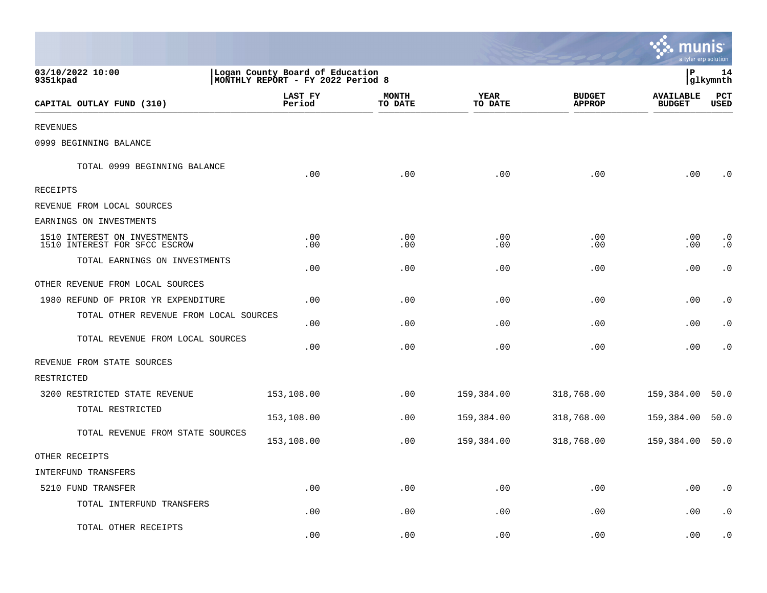03/10/2022 10:00
9351kpad

Logan County Board of Education
MONTHLY REPORT - FY 2022 Period 8

P 14
glkymnth

| CAPITAL OUTLAY FUND (310) | LAST FY Period | MONTH TO DATE | YEAR TO DATE | BUDGET APPROP | AVAILABLE BUDGET | PCT USED |
|---|---|---|---|---|---|---|
| REVENUES | | | | | | |
| 0999 BEGINNING BALANCE | | | | | | |
| TOTAL 0999 BEGINNING BALANCE | .00 | .00 | .00 | .00 | .00 | .0 |
| RECEIPTS | | | | | | |
| REVENUE FROM LOCAL SOURCES | | | | | | |
| EARNINGS ON INVESTMENTS | | | | | | |
| 1510 INTEREST ON INVESTMENTS | .00 | .00 | .00 | .00 | .00 | .0 |
| 1510 INTEREST FOR SFCC ESCROW | .00 | .00 | .00 | .00 | .00 | .0 |
| TOTAL EARNINGS ON INVESTMENTS | .00 | .00 | .00 | .00 | .00 | .0 |
| OTHER REVENUE FROM LOCAL SOURCES | | | | | | |
| 1980 REFUND OF PRIOR YR EXPENDITURE | .00 | .00 | .00 | .00 | .00 | .0 |
| TOTAL OTHER REVENUE FROM LOCAL SOURCES | .00 | .00 | .00 | .00 | .00 | .0 |
| TOTAL REVENUE FROM LOCAL SOURCES | .00 | .00 | .00 | .00 | .00 | .0 |
| REVENUE FROM STATE SOURCES | | | | | | |
| RESTRICTED | | | | | | |
| 3200 RESTRICTED STATE REVENUE | 153,108.00 | .00 | 159,384.00 | 318,768.00 | 159,384.00 | 50.0 |
| TOTAL RESTRICTED | 153,108.00 | .00 | 159,384.00 | 318,768.00 | 159,384.00 | 50.0 |
| TOTAL REVENUE FROM STATE SOURCES | 153,108.00 | .00 | 159,384.00 | 318,768.00 | 159,384.00 | 50.0 |
| OTHER RECEIPTS | | | | | | |
| INTERFUND TRANSFERS | | | | | | |
| 5210 FUND TRANSFER | .00 | .00 | .00 | .00 | .00 | .0 |
| TOTAL INTERFUND TRANSFERS | .00 | .00 | .00 | .00 | .00 | .0 |
| TOTAL OTHER RECEIPTS | .00 | .00 | .00 | .00 | .00 | .0 |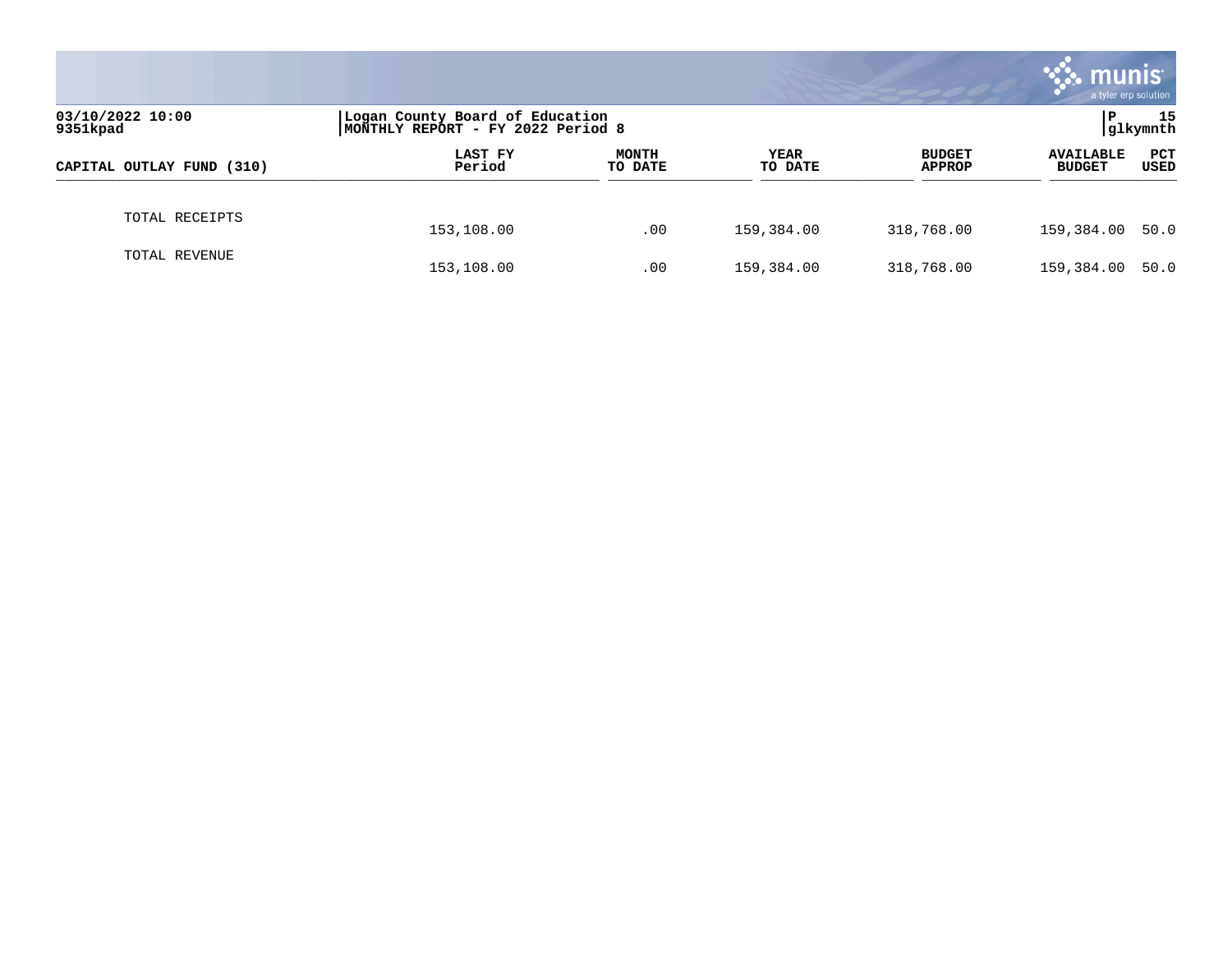03/10/2022 10:00
9351kpad

Logan County Board of Education
MONTHLY REPORT - FY 2022 Period 8

P 15
glkymnth

| CAPITAL OUTLAY FUND (310) | LAST FY Period | MONTH TO DATE | YEAR TO DATE | BUDGET APPROP | AVAILABLE BUDGET | PCT USED |
|---|---|---|---|---|---|---|
| TOTAL RECEIPTS | 153,108.00 | .00 | 159,384.00 | 318,768.00 | 159,384.00 | 50.0 |
| TOTAL REVENUE | 153,108.00 | .00 | 159,384.00 | 318,768.00 | 159,384.00 | 50.0 |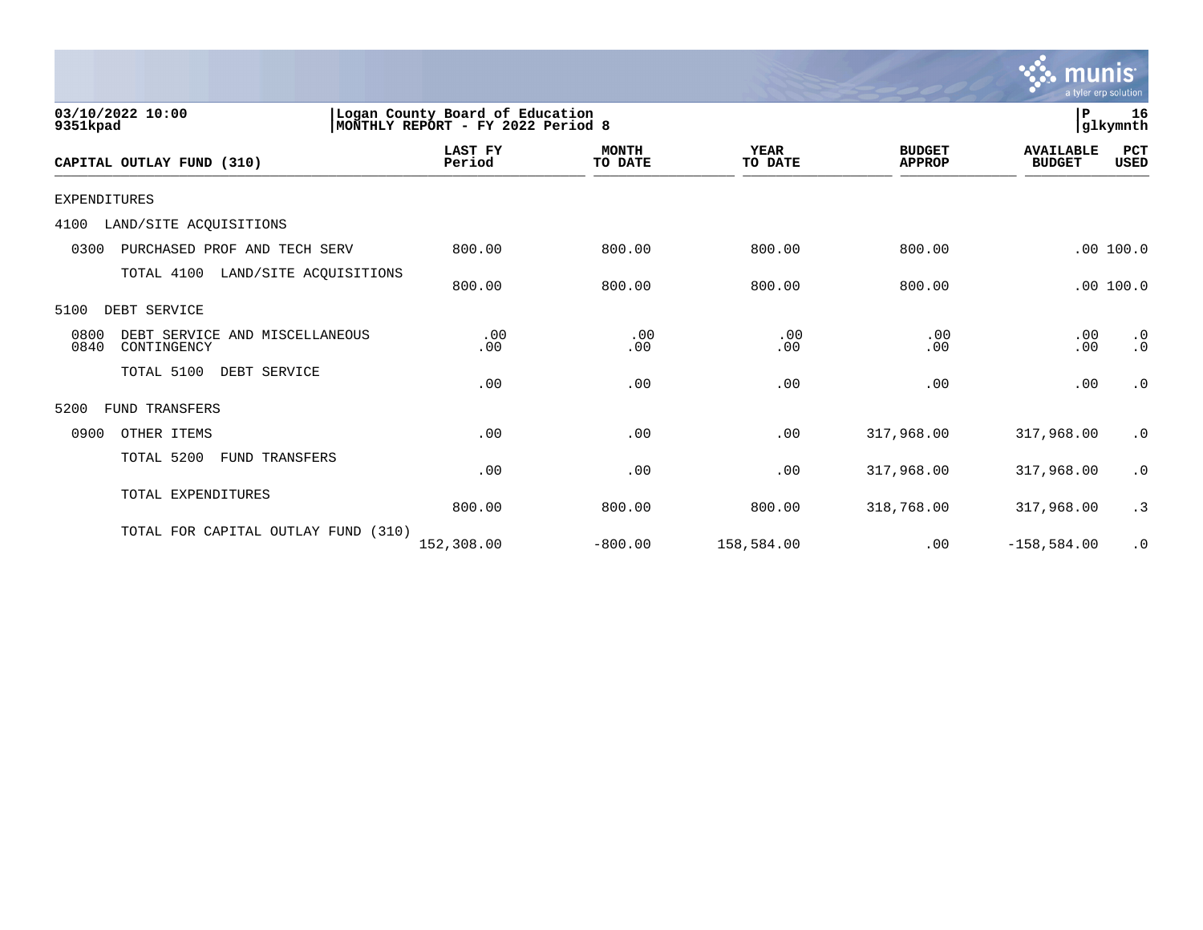**03/10/2022 10:00** | **Logan County Board of Education** | **P 16**
**9351kpad** | **MONTHLY REPORT - FY 2022 Period 8** | **glkymnth**

| CAPITAL OUTLAY FUND (310) | LAST FY Period | MONTH TO DATE | YEAR TO DATE | BUDGET APPROP | AVAILABLE BUDGET | PCT USED |
|---|---|---|---|---|---|---|
| EXPENDITURES | | | | | | |
| 4100 LAND/SITE ACQUISITIONS | | | | | | |
| 0300 PURCHASED PROF AND TECH SERV | 800.00 | 800.00 | 800.00 | 800.00 | .00 | 100.0 |
| TOTAL 4100 LAND/SITE ACQUISITIONS | 800.00 | 800.00 | 800.00 | 800.00 | .00 | 100.0 |
| 5100 DEBT SERVICE | | | | | | |
| 0800 DEBT SERVICE AND MISCELLANEOUS | .00 | .00 | .00 | .00 | .00 | .0 |
| 0840 CONTINGENCY | .00 | .00 | .00 | .00 | .00 | .0 |
| TOTAL 5100 DEBT SERVICE | .00 | .00 | .00 | .00 | .00 | .0 |
| 5200 FUND TRANSFERS | | | | | | |
| 0900 OTHER ITEMS | .00 | .00 | .00 | 317,968.00 | 317,968.00 | .0 |
| TOTAL 5200 FUND TRANSFERS | .00 | .00 | .00 | 317,968.00 | 317,968.00 | .0 |
| TOTAL EXPENDITURES | 800.00 | 800.00 | 800.00 | 318,768.00 | 317,968.00 | .3 |
| TOTAL FOR CAPITAL OUTLAY FUND (310) | 152,308.00 | -800.00 | 158,584.00 | .00 | -158,584.00 | .0 |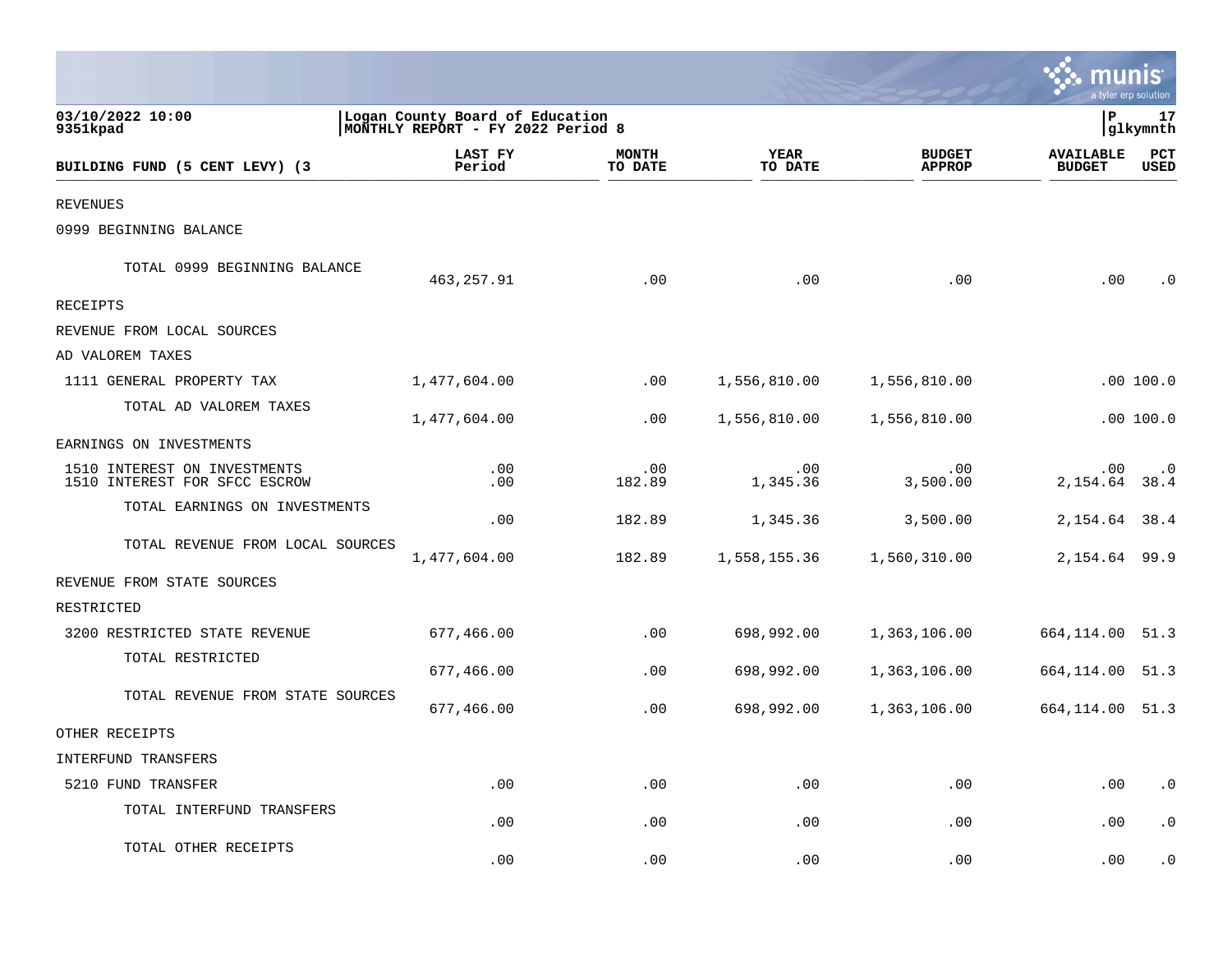03/10/2022 10:00
9351kpad

Logan County Board of Education
MONTHLY REPORT - FY 2022 Period 8

P 17
glkymnth

| BUILDING FUND (5 CENT LEVY) (3 | LAST FY Period | MONTH TO DATE | YEAR TO DATE | BUDGET APPROP | AVAILABLE BUDGET | PCT USED |
|---|---|---|---|---|---|---|
| REVENUES | | | | | | |
| 0999 BEGINNING BALANCE | | | | | | |
| TOTAL 0999 BEGINNING BALANCE | 463,257.91 | .00 | .00 | .00 | .00 | .0 |
| RECEIPTS | | | | | | |
| REVENUE FROM LOCAL SOURCES | | | | | | |
| AD VALOREM TAXES | | | | | | |
| 1111 GENERAL PROPERTY TAX | 1,477,604.00 | .00 | 1,556,810.00 | 1,556,810.00 | .00 | 100.0 |
| TOTAL AD VALOREM TAXES | 1,477,604.00 | .00 | 1,556,810.00 | 1,556,810.00 | .00 | 100.0 |
| EARNINGS ON INVESTMENTS | | | | | | |
| 1510 INTEREST ON INVESTMENTS | .00 | .00 | .00 | .00 | .00 | .0 |
| 1510 INTEREST FOR SFCC ESCROW | .00 | 182.89 | 1,345.36 | 3,500.00 | 2,154.64 | 38.4 |
| TOTAL EARNINGS ON INVESTMENTS | .00 | 182.89 | 1,345.36 | 3,500.00 | 2,154.64 | 38.4 |
| TOTAL REVENUE FROM LOCAL SOURCES | 1,477,604.00 | 182.89 | 1,558,155.36 | 1,560,310.00 | 2,154.64 | 99.9 |
| REVENUE FROM STATE SOURCES | | | | | | |
| RESTRICTED | | | | | | |
| 3200 RESTRICTED STATE REVENUE | 677,466.00 | .00 | 698,992.00 | 1,363,106.00 | 664,114.00 | 51.3 |
| TOTAL RESTRICTED | 677,466.00 | .00 | 698,992.00 | 1,363,106.00 | 664,114.00 | 51.3 |
| TOTAL REVENUE FROM STATE SOURCES | 677,466.00 | .00 | 698,992.00 | 1,363,106.00 | 664,114.00 | 51.3 |
| OTHER RECEIPTS | | | | | | |
| INTERFUND TRANSFERS | | | | | | |
| 5210 FUND TRANSFER | .00 | .00 | .00 | .00 | .00 | .0 |
| TOTAL INTERFUND TRANSFERS | .00 | .00 | .00 | .00 | .00 | .0 |
| TOTAL OTHER RECEIPTS | .00 | .00 | .00 | .00 | .00 | .0 |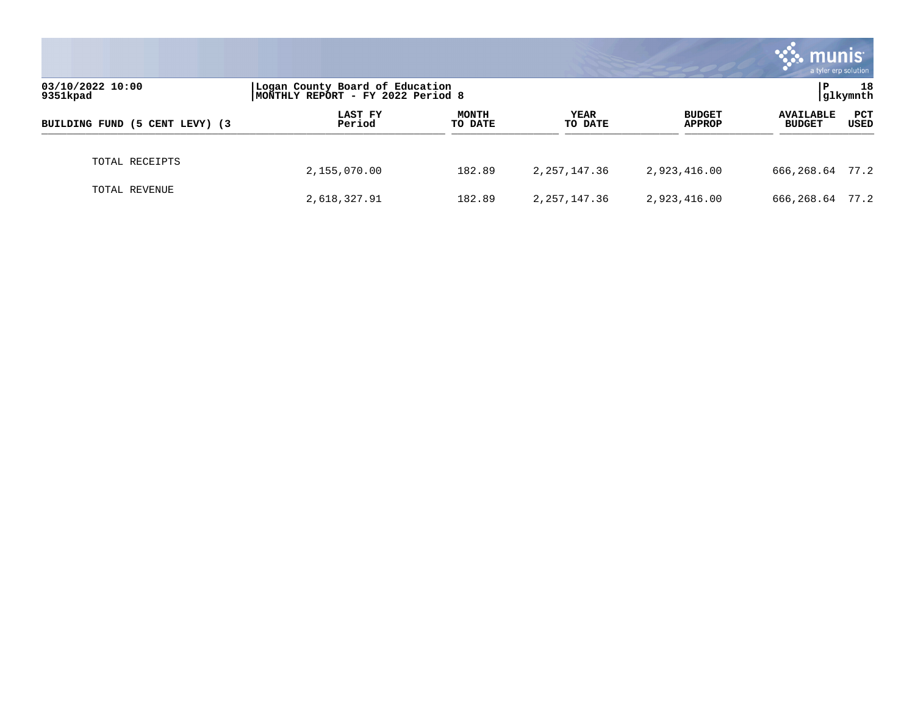03/10/2022 10:00
9351kpad

Logan County Board of Education
MONTHLY REPORT - FY 2022 Period 8

P 18
glkymnth

| BUILDING FUND (5 CENT LEVY) (3 | LAST FY Period | MONTH TO DATE | YEAR TO DATE | BUDGET APPROP | AVAILABLE BUDGET | PCT USED |
|---|---|---|---|---|---|---|
| TOTAL RECEIPTS | 2,155,070.00 | 182.89 | 2,257,147.36 | 2,923,416.00 | 666,268.64 | 77.2 |
| TOTAL REVENUE | 2,618,327.91 | 182.89 | 2,257,147.36 | 2,923,416.00 | 666,268.64 | 77.2 |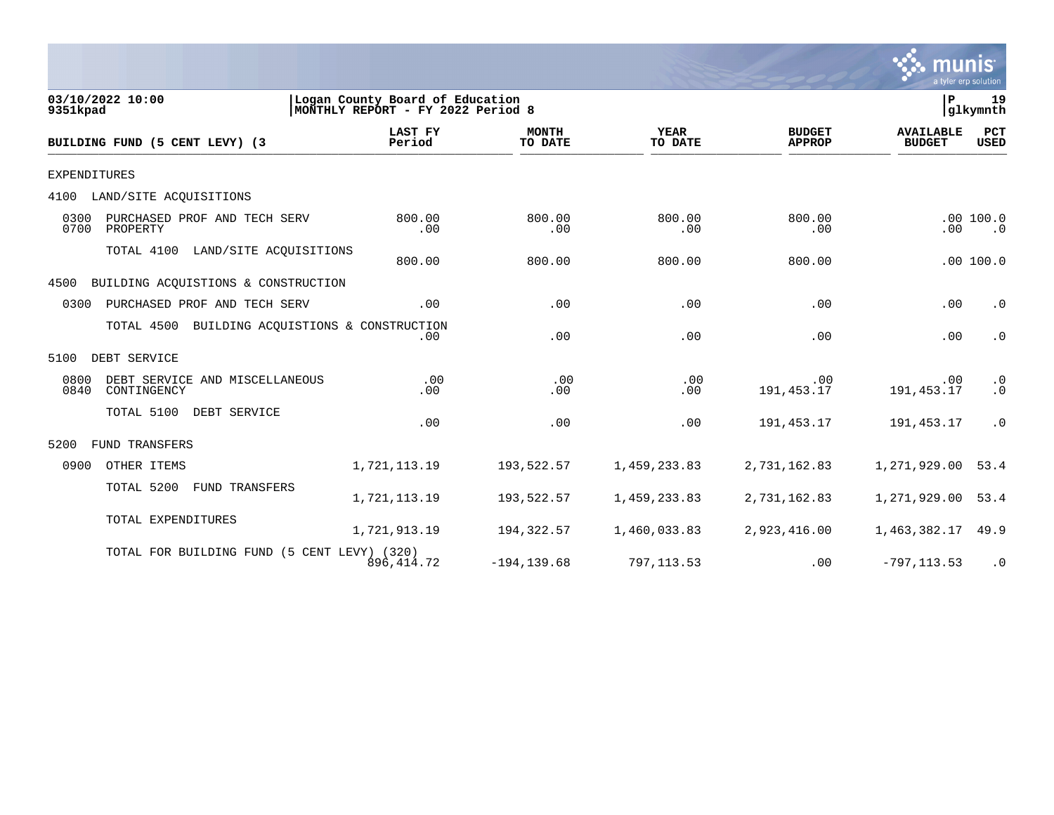03/10/2022 10:00
9351kpad

**Logan County Board of Education**
**MONTHLY REPORT - FY 2022 Period 8**

P 19
glkymnth

| BUILDING FUND (5 CENT LEVY) (3 | LAST FY Period | MONTH TO DATE | YEAR TO DATE | BUDGET APPROP | AVAILABLE BUDGET | PCT USED |
|---|---|---|---|---|---|---|
| EXPENDITURES | | | | | | |
| 4100 LAND/SITE ACQUISITIONS | | | | | | |
| 0300 PURCHASED PROF AND TECH SERV | 800.00 | 800.00 | 800.00 | 800.00 | .00 | 100.0 |
| 0700 PROPERTY | .00 | .00 | .00 | .00 | .00 | .0 |
| TOTAL 4100 LAND/SITE ACQUISITIONS | 800.00 | 800.00 | 800.00 | 800.00 | .00 | 100.0 |
| 4500 BUILDING ACQUISTIONS & CONSTRUCTION | | | | | | |
| 0300 PURCHASED PROF AND TECH SERV | .00 | .00 | .00 | .00 | .00 | .0 |
| TOTAL 4500 BUILDING ACQUISTIONS & CONSTRUCTION | .00 | .00 | .00 | .00 | .00 | .0 |
| 5100 DEBT SERVICE | | | | | | |
| 0800 DEBT SERVICE AND MISCELLANEOUS | .00 | .00 | .00 | .00 | .00 | .0 |
| 0840 CONTINGENCY | .00 | .00 | .00 | 191,453.17 | 191,453.17 | .0 |
| TOTAL 5100 DEBT SERVICE | .00 | .00 | .00 | 191,453.17 | 191,453.17 | .0 |
| 5200 FUND TRANSFERS | | | | | | |
| 0900 OTHER ITEMS | 1,721,113.19 | 193,522.57 | 1,459,233.83 | 2,731,162.83 | 1,271,929.00 | 53.4 |
| TOTAL 5200 FUND TRANSFERS | 1,721,113.19 | 193,522.57 | 1,459,233.83 | 2,731,162.83 | 1,271,929.00 | 53.4 |
| TOTAL EXPENDITURES | 1,721,913.19 | 194,322.57 | 1,460,033.83 | 2,923,416.00 | 1,463,382.17 | 49.9 |
| TOTAL FOR BUILDING FUND (5 CENT LEVY) (320) | 896,414.72 | -194,139.68 | 797,113.53 | .00 | -797,113.53 | .0 |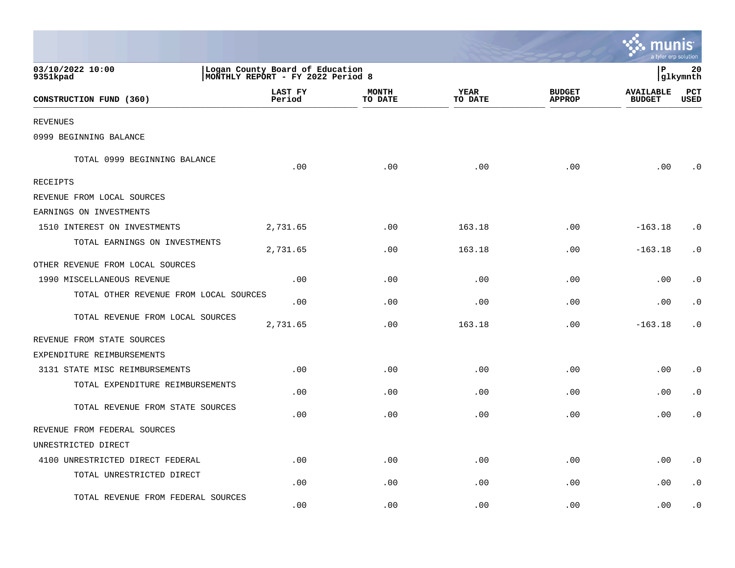03/10/2022 10:00 | Logan County Board of Education | P 20
9351kpad | MONTHLY REPORT - FY 2022 Period 8 | glkymnth

| CONSTRUCTION FUND (360) | LAST FY Period | MONTH TO DATE | YEAR TO DATE | BUDGET APPROP | AVAILABLE BUDGET | PCT USED |
|---|---|---|---|---|---|---|
| REVENUES | | | | | | |
| 0999 BEGINNING BALANCE | | | | | | |
| TOTAL 0999 BEGINNING BALANCE | .00 | .00 | .00 | .00 | .00 | .0 |
| RECEIPTS | | | | | | |
| REVENUE FROM LOCAL SOURCES | | | | | | |
| EARNINGS ON INVESTMENTS | | | | | | |
| 1510 INTEREST ON INVESTMENTS | 2,731.65 | .00 | 163.18 | .00 | -163.18 | .0 |
| TOTAL EARNINGS ON INVESTMENTS | 2,731.65 | .00 | 163.18 | .00 | -163.18 | .0 |
| OTHER REVENUE FROM LOCAL SOURCES | | | | | | |
| 1990 MISCELLANEOUS REVENUE | .00 | .00 | .00 | .00 | .00 | .0 |
| TOTAL OTHER REVENUE FROM LOCAL SOURCES | .00 | .00 | .00 | .00 | .00 | .0 |
| TOTAL REVENUE FROM LOCAL SOURCES | 2,731.65 | .00 | 163.18 | .00 | -163.18 | .0 |
| REVENUE FROM STATE SOURCES | | | | | | |
| EXPENDITURE REIMBURSEMENTS | | | | | | |
| 3131 STATE MISC REIMBURSEMENTS | .00 | .00 | .00 | .00 | .00 | .0 |
| TOTAL EXPENDITURE REIMBURSEMENTS | .00 | .00 | .00 | .00 | .00 | .0 |
| TOTAL REVENUE FROM STATE SOURCES | .00 | .00 | .00 | .00 | .00 | .0 |
| REVENUE FROM FEDERAL SOURCES | | | | | | |
| UNRESTRICTED DIRECT | | | | | | |
| 4100 UNRESTRICTED DIRECT FEDERAL | .00 | .00 | .00 | .00 | .00 | .0 |
| TOTAL UNRESTRICTED DIRECT | .00 | .00 | .00 | .00 | .00 | .0 |
| TOTAL REVENUE FROM FEDERAL SOURCES | .00 | .00 | .00 | .00 | .00 | .0 |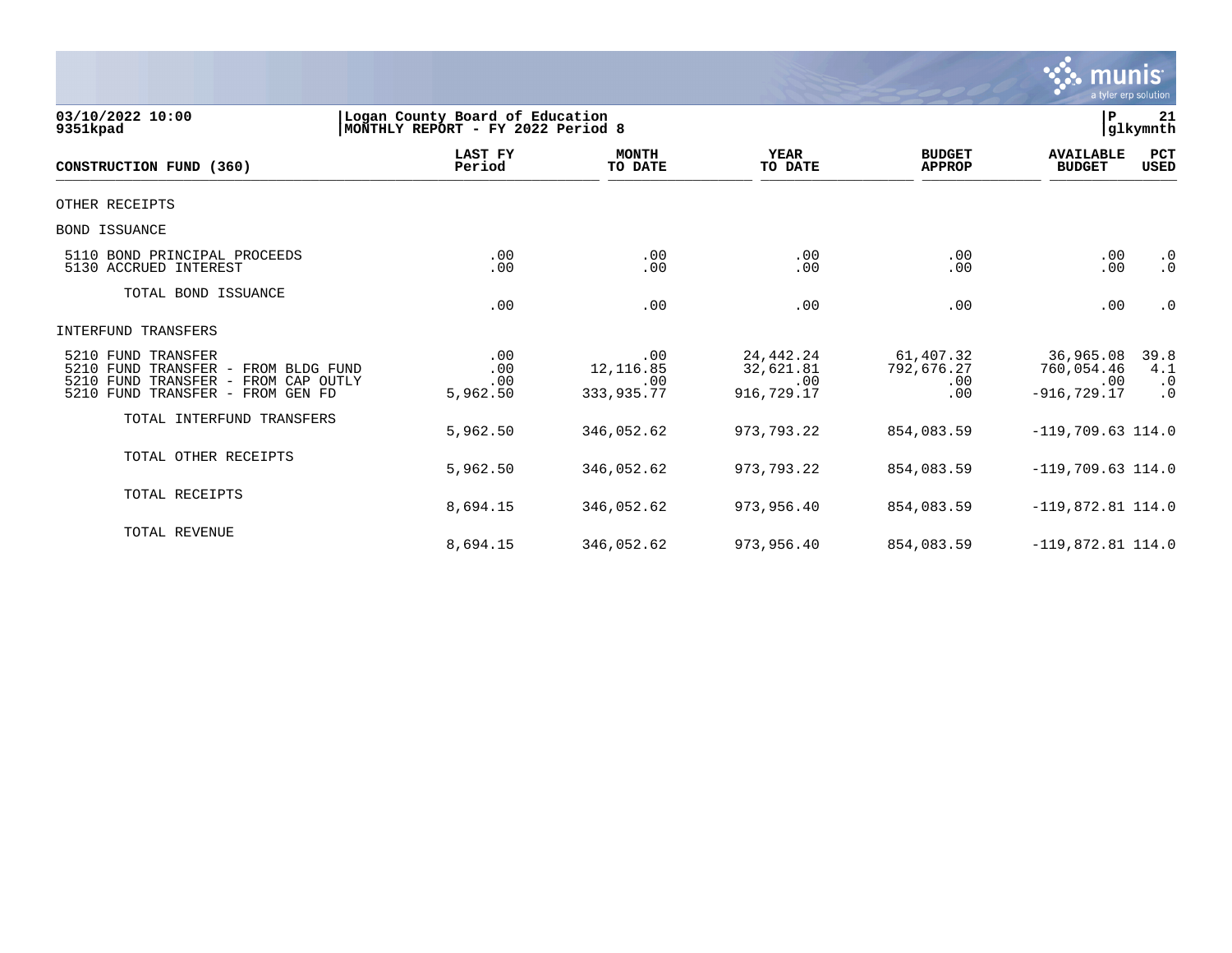**03/10/2022 10:00** | **Logan County Board of Education** | **P 21**
**9351kpad** | **MONTHLY REPORT - FY 2022 Period 8** | **glkymnth**

| CONSTRUCTION FUND (360) | LAST FY Period | MONTH TO DATE | YEAR TO DATE | BUDGET APPROP | AVAILABLE BUDGET | PCT USED |
|---|---|---|---|---|---|---|
| OTHER RECEIPTS | | | | | | |
| BOND ISSUANCE | | | | | | |
| 5110 BOND PRINCIPAL PROCEEDS | .00 | .00 | .00 | .00 | .00 | .0 |
| 5130 ACCRUED INTEREST | .00 | .00 | .00 | .00 | .00 | .0 |
| TOTAL BOND ISSUANCE | .00 | .00 | .00 | .00 | .00 | .0 |
| INTERFUND TRANSFERS | | | | | | |
| 5210 FUND TRANSFER | .00 | .00 | 24,442.24 | 61,407.32 | 36,965.08 | 39.8 |
| 5210 FUND TRANSFER - FROM BLDG FUND | .00 | 12,116.85 | 32,621.81 | 792,676.27 | 760,054.46 | 4.1 |
| 5210 FUND TRANSFER - FROM CAP OUTLY | .00 | .00 | .00 | .00 | .00 | .0 |
| 5210 FUND TRANSFER - FROM GEN FD | 5,962.50 | 333,935.77 | 916,729.17 | .00 | -916,729.17 | .0 |
| TOTAL INTERFUND TRANSFERS | 5,962.50 | 346,052.62 | 973,793.22 | 854,083.59 | -119,709.63 | 114.0 |
| TOTAL OTHER RECEIPTS | 5,962.50 | 346,052.62 | 973,793.22 | 854,083.59 | -119,709.63 | 114.0 |
| TOTAL RECEIPTS | 8,694.15 | 346,052.62 | 973,956.40 | 854,083.59 | -119,872.81 | 114.0 |
| TOTAL REVENUE | 8,694.15 | 346,052.62 | 973,956.40 | 854,083.59 | -119,872.81 | 114.0 |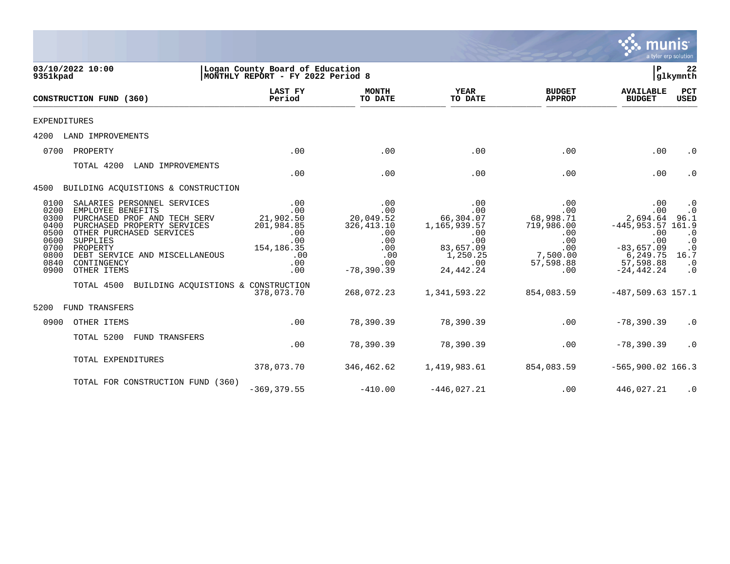03/10/2022 10:00 | Logan County Board of Education | P 22
9351kpad | MONTHLY REPORT - FY 2022 Period 8 | glkymnth

| CONSTRUCTION FUND (360) | LAST FY Period | MONTH TO DATE | YEAR TO DATE | BUDGET APPROP | AVAILABLE BUDGET | PCT USED |
|---|---|---|---|---|---|---|
| EXPENDITURES | | | | | | |
| 4200 LAND IMPROVEMENTS | | | | | | |
| 0700 PROPERTY | .00 | .00 | .00 | .00 | .00 | .0 |
| TOTAL 4200 LAND IMPROVEMENTS | .00 | .00 | .00 | .00 | .00 | .0 |
| 4500 BUILDING ACQUISTIONS & CONSTRUCTION | | | | | | |
| 0100 SALARIES PERSONNEL SERVICES | .00 | .00 | .00 | .00 | .00 | .0 |
| 0200 EMPLOYEE BENEFITS | .00 | .00 | .00 | .00 | .00 | .0 |
| 0300 PURCHASED PROF AND TECH SERV | 21,902.50 | 20,049.52 | 66,304.07 | 68,998.71 | 2,694.64 | 96.1 |
| 0400 PURCHASED PROPERTY SERVICES | 201,984.85 | 326,413.10 | 1,165,939.57 | 719,986.00 | -445,953.57 | 161.9 |
| 0500 OTHER PURCHASED SERVICES | .00 | .00 | .00 | .00 | .00 | .0 |
| 0600 SUPPLIES | .00 | .00 | .00 | .00 | .00 | .0 |
| 0700 PROPERTY | 154,186.35 | .00 | 83,657.09 | .00 | -83,657.09 | .0 |
| 0800 DEBT SERVICE AND MISCELLANEOUS | .00 | .00 | 1,250.25 | 7,500.00 | 6,249.75 | 16.7 |
| 0840 CONTINGENCY | .00 | .00 | .00 | 57,598.88 | 57,598.88 | .0 |
| 0900 OTHER ITEMS | .00 | -78,390.39 | 24,442.24 | .00 | -24,442.24 | .0 |
| TOTAL 4500 BUILDING ACQUISTIONS & CONSTRUCTION | 378,073.70 | 268,072.23 | 1,341,593.22 | 854,083.59 | -487,509.63 | 157.1 |
| 5200 FUND TRANSFERS | | | | | | |
| 0900 OTHER ITEMS | .00 | 78,390.39 | 78,390.39 | .00 | -78,390.39 | .0 |
| TOTAL 5200 FUND TRANSFERS | .00 | 78,390.39 | 78,390.39 | .00 | -78,390.39 | .0 |
| TOTAL EXPENDITURES | 378,073.70 | 346,462.62 | 1,419,983.61 | 854,083.59 | -565,900.02 | 166.3 |
| TOTAL FOR CONSTRUCTION FUND (360) | -369,379.55 | -410.00 | -446,027.21 | .00 | 446,027.21 | .0 |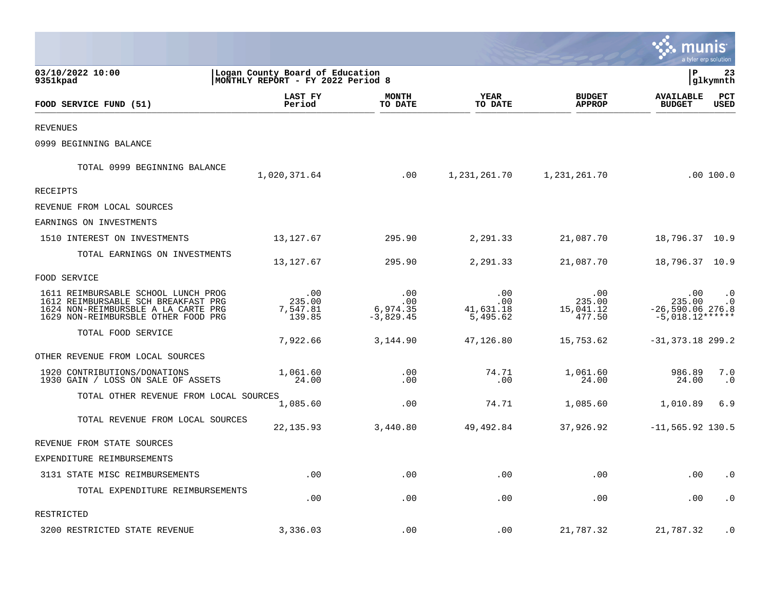**03/10/2022 10:00** | **Logan County Board of Education** | **P 23**
**9351kpad** | **MONTHLY REPORT - FY 2022 Period 8** | **glkymnth**

| FOOD SERVICE FUND (51) | LAST FY Period | MONTH TO DATE | YEAR TO DATE | BUDGET APPROP | AVAILABLE BUDGET | PCT USED |
|---|---|---|---|---|---|---|
| REVENUES | | | | | | |
| 0999 BEGINNING BALANCE | | | | | | |
| TOTAL 0999 BEGINNING BALANCE | 1,020,371.64 | .00 | 1,231,261.70 | 1,231,261.70 | .00 | 100.0 |
| RECEIPTS | | | | | | |
| REVENUE FROM LOCAL SOURCES | | | | | | |
| EARNINGS ON INVESTMENTS | | | | | | |
| 1510 INTEREST ON INVESTMENTS | 13,127.67 | 295.90 | 2,291.33 | 21,087.70 | 18,796.37 | 10.9 |
| TOTAL EARNINGS ON INVESTMENTS | 13,127.67 | 295.90 | 2,291.33 | 21,087.70 | 18,796.37 | 10.9 |
| FOOD SERVICE | | | | | | |
| 1611 REIMBURSABLE SCHOOL LUNCH PROG | .00 | .00 | .00 | .00 | .00 | .0 |
| 1612 REIMBURSABLE SCH BREAKFAST PRG | 235.00 | .00 | .00 | 235.00 | 235.00 | .0 |
| 1624 NON-REIMBURSBLE A LA CARTE PRG | 7,547.81 | 6,974.35 | 41,631.18 | 15,041.12 | -26,590.06 | 276.8 |
| 1629 NON-REIMBURSBLE OTHER FOOD PRG | 139.85 | -3,829.45 | 5,495.62 | 477.50 | -5,018.12 | ****** |
| TOTAL FOOD SERVICE | 7,922.66 | 3,144.90 | 47,126.80 | 15,753.62 | -31,373.18 | 299.2 |
| OTHER REVENUE FROM LOCAL SOURCES | | | | | | |
| 1920 CONTRIBUTIONS/DONATIONS | 1,061.60 | .00 | 74.71 | 1,061.60 | 986.89 | 7.0 |
| 1930 GAIN / LOSS ON SALE OF ASSETS | 24.00 | .00 | .00 | 24.00 | 24.00 | .0 |
| TOTAL OTHER REVENUE FROM LOCAL SOURCES | 1,085.60 | .00 | 74.71 | 1,085.60 | 1,010.89 | 6.9 |
| TOTAL REVENUE FROM LOCAL SOURCES | 22,135.93 | 3,440.80 | 49,492.84 | 37,926.92 | -11,565.92 | 130.5 |
| REVENUE FROM STATE SOURCES | | | | | | |
| EXPENDITURE REIMBURSEMENTS | | | | | | |
| 3131 STATE MISC REIMBURSEMENTS | .00 | .00 | .00 | .00 | .00 | .0 |
| TOTAL EXPENDITURE REIMBURSEMENTS | .00 | .00 | .00 | .00 | .00 | .0 |
| RESTRICTED | | | | | | |
| 3200 RESTRICTED STATE REVENUE | 3,336.03 | .00 | .00 | 21,787.32 | 21,787.32 | .0 |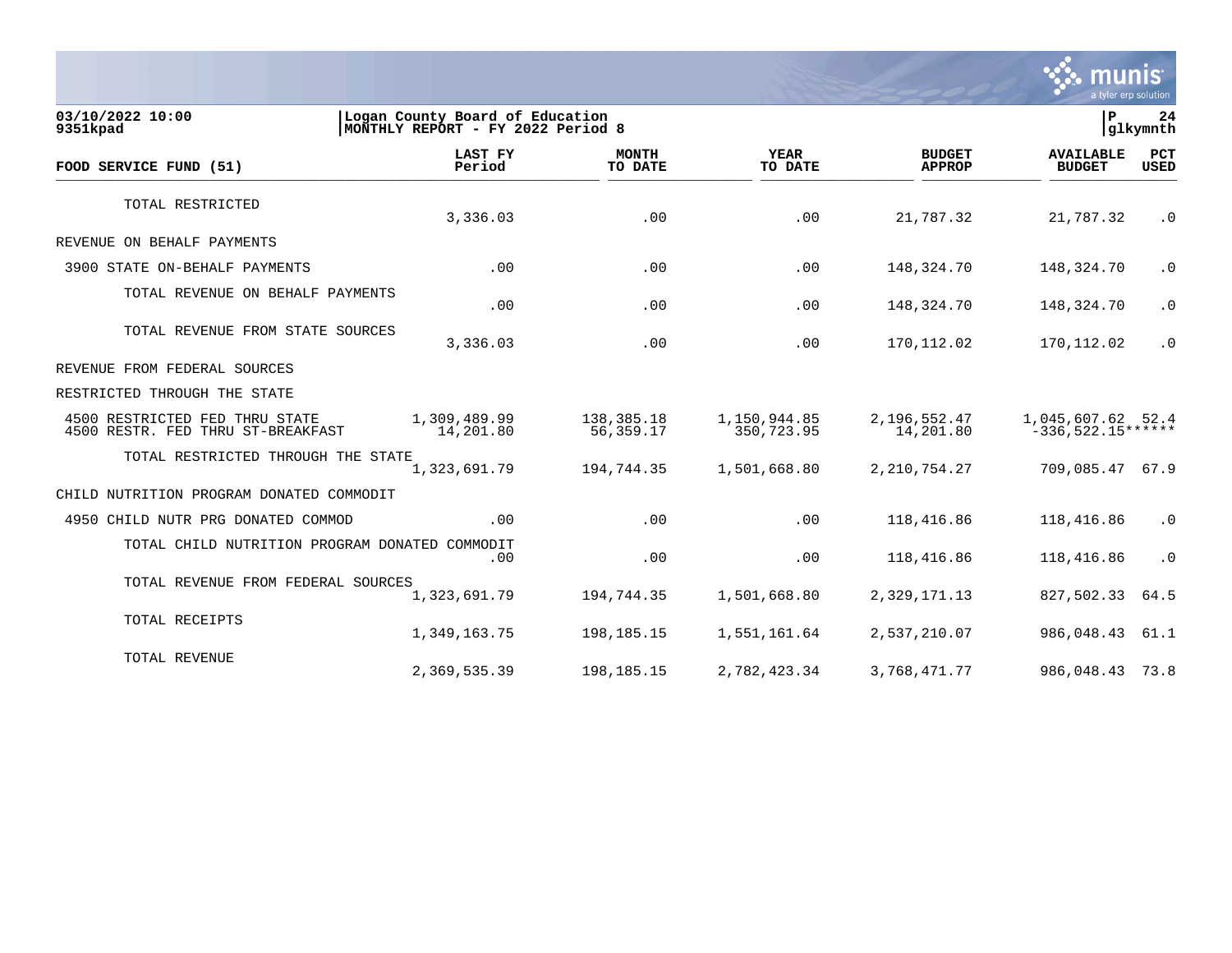03/10/2022 10:00 | Logan County Board of Education | P 24
9351kpad | MONTHLY REPORT - FY 2022 Period 8 | glkymnth

| FOOD SERVICE FUND (51) | LAST FY Period | MONTH TO DATE | YEAR TO DATE | BUDGET APPROP | AVAILABLE BUDGET | PCT USED |
|---|---|---|---|---|---|---|
| TOTAL RESTRICTED | 3,336.03 | .00 | .00 | 21,787.32 | 21,787.32 | .0 |
| REVENUE ON BEHALF PAYMENTS | | | | | | |
| 3900 STATE ON-BEHALF PAYMENTS | .00 | .00 | .00 | 148,324.70 | 148,324.70 | .0 |
| TOTAL REVENUE ON BEHALF PAYMENTS | .00 | .00 | .00 | 148,324.70 | 148,324.70 | .0 |
| TOTAL REVENUE FROM STATE SOURCES | 3,336.03 | .00 | .00 | 170,112.02 | 170,112.02 | .0 |
| REVENUE FROM FEDERAL SOURCES | | | | | | |
| RESTRICTED THROUGH THE STATE | | | | | | |
| 4500 RESTRICTED FED THRU STATE | 1,309,489.99 | 138,385.18 | 1,150,944.85 | 2,196,552.47 | 1,045,607.62 | 52.4 |
| 4500 RESTR. FED THRU ST-BREAKFAST | 14,201.80 | 56,359.17 | 350,723.95 | 14,201.80 | -336,522.15 | ****** |
| TOTAL RESTRICTED THROUGH THE STATE | 1,323,691.79 | 194,744.35 | 1,501,668.80 | 2,210,754.27 | 709,085.47 | 67.9 |
| CHILD NUTRITION PROGRAM DONATED COMMODIT | | | | | | |
| 4950 CHILD NUTR PRG DONATED COMMOD | .00 | .00 | .00 | 118,416.86 | 118,416.86 | .0 |
| TOTAL CHILD NUTRITION PROGRAM DONATED COMMODIT | .00 | .00 | .00 | 118,416.86 | 118,416.86 | .0 |
| TOTAL REVENUE FROM FEDERAL SOURCES | 1,323,691.79 | 194,744.35 | 1,501,668.80 | 2,329,171.13 | 827,502.33 | 64.5 |
| TOTAL RECEIPTS | 1,349,163.75 | 198,185.15 | 1,551,161.64 | 2,537,210.07 | 986,048.43 | 61.1 |
| TOTAL REVENUE | 2,369,535.39 | 198,185.15 | 2,782,423.34 | 3,768,471.77 | 986,048.43 | 73.8 |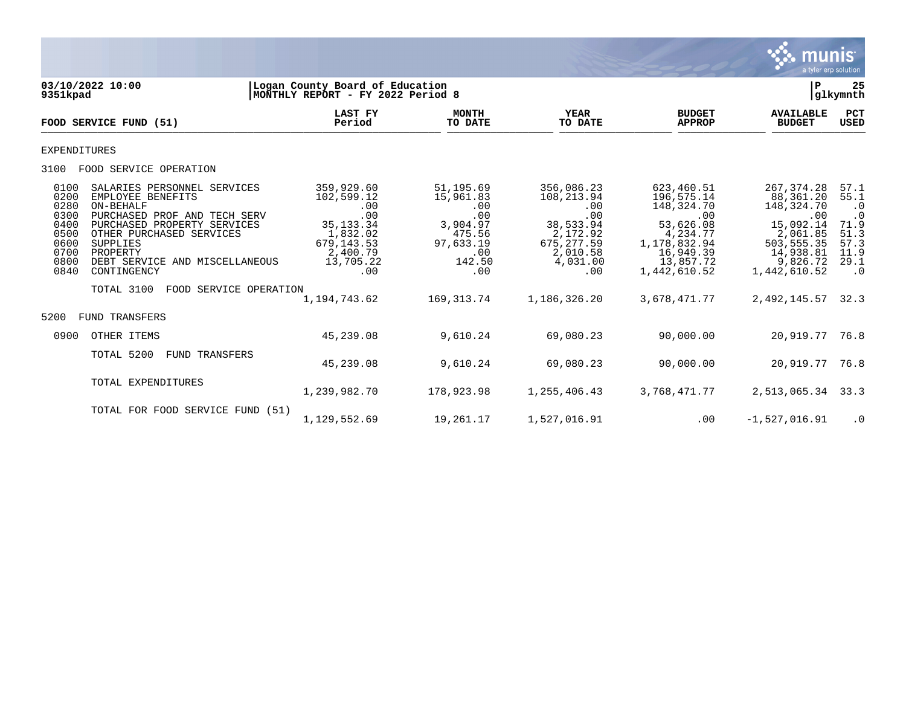03/10/2022 10:00
9351kpad

Logan County Board of Education
MONTHLY REPORT - FY 2022 Period 8

P 25
glkymnth

| FOOD SERVICE FUND (51) | LAST FY Period | MONTH TO DATE | YEAR TO DATE | BUDGET APPROP | AVAILABLE BUDGET | PCT USED |
|---|---|---|---|---|---|---|
| **EXPENDITURES** | | | | | | |
| **3100 FOOD SERVICE OPERATION** | | | | | | |
| 0100 SALARIES PERSONNEL SERVICES | 359,929.60 | 51,195.69 | 356,086.23 | 623,460.51 | 267,374.28 | 57.1 |
| 0200 EMPLOYEE BENEFITS | 102,599.12 | 15,961.83 | 108,213.94 | 196,575.14 | 88,361.20 | 55.1 |
| 0280 ON-BEHALF | .00 | .00 | .00 | 148,324.70 | 148,324.70 | .0 |
| 0300 PURCHASED PROF AND TECH SERV | .00 | .00 | .00 | .00 | .00 | .0 |
| 0400 PURCHASED PROPERTY SERVICES | 35,133.34 | 3,904.97 | 38,533.94 | 53,626.08 | 15,092.14 | 71.9 |
| 0500 OTHER PURCHASED SERVICES | 1,832.02 | 475.56 | 2,172.92 | 4,234.77 | 2,061.85 | 51.3 |
| 0600 SUPPLIES | 679,143.53 | 97,633.19 | 675,277.59 | 1,178,832.94 | 503,555.35 | 57.3 |
| 0700 PROPERTY | 2,400.79 | .00 | 2,010.58 | 16,949.39 | 14,938.81 | 11.9 |
| 0800 DEBT SERVICE AND MISCELLANEOUS | 13,705.22 | 142.50 | 4,031.00 | 13,857.72 | 9,826.72 | 29.1 |
| 0840 CONTINGENCY | .00 | .00 | .00 | 1,442,610.52 | 1,442,610.52 | .0 |
| TOTAL 3100 FOOD SERVICE OPERATION | 1,194,743.62 | 169,313.74 | 1,186,326.20 | 3,678,471.77 | 2,492,145.57 | 32.3 |
| **5200 FUND TRANSFERS** | | | | | | |
| 0900 OTHER ITEMS | 45,239.08 | 9,610.24 | 69,080.23 | 90,000.00 | 20,919.77 | 76.8 |
| TOTAL 5200 FUND TRANSFERS | 45,239.08 | 9,610.24 | 69,080.23 | 90,000.00 | 20,919.77 | 76.8 |
| TOTAL EXPENDITURES | 1,239,982.70 | 178,923.98 | 1,255,406.43 | 3,768,471.77 | 2,513,065.34 | 33.3 |
| TOTAL FOR FOOD SERVICE FUND (51) | 1,129,552.69 | 19,261.17 | 1,527,016.91 | .00 | -1,527,016.91 | .0 |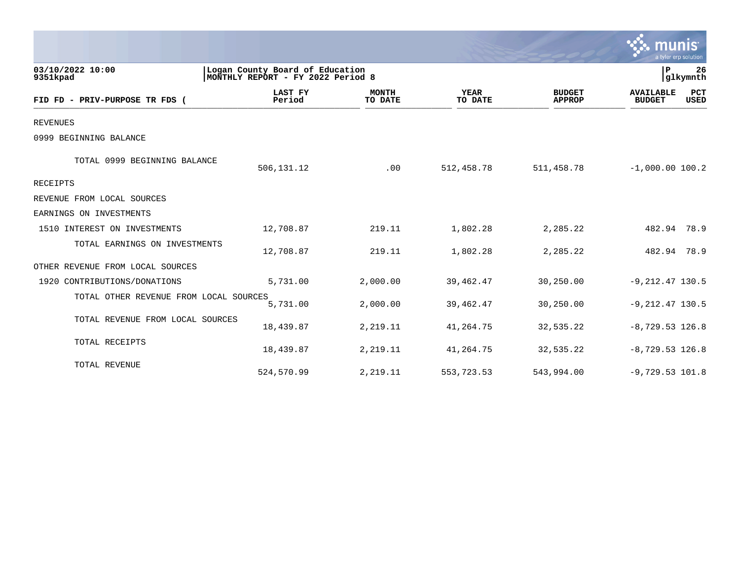03/10/2022 10:00 | Logan County Board of Education | P 26
9351kpad | MONTHLY REPORT - FY 2022 Period 8 | glkymnth

| FID FD - PRIV-PURPOSE TR FDS ( | LAST FY Period | MONTH TO DATE | YEAR TO DATE | BUDGET APPROP | AVAILABLE BUDGET | PCT USED |
|---|---|---|---|---|---|---|
| REVENUES | | | | | | |
| 0999 BEGINNING BALANCE | | | | | | |
| TOTAL 0999 BEGINNING BALANCE | 506,131.12 | .00 | 512,458.78 | 511,458.78 | -1,000.00 | 100.2 |
| RECEIPTS | | | | | | |
| REVENUE FROM LOCAL SOURCES | | | | | | |
| EARNINGS ON INVESTMENTS | | | | | | |
| 1510 INTEREST ON INVESTMENTS | 12,708.87 | 219.11 | 1,802.28 | 2,285.22 | 482.94 | 78.9 |
| TOTAL EARNINGS ON INVESTMENTS | 12,708.87 | 219.11 | 1,802.28 | 2,285.22 | 482.94 | 78.9 |
| OTHER REVENUE FROM LOCAL SOURCES | | | | | | |
| 1920 CONTRIBUTIONS/DONATIONS | 5,731.00 | 2,000.00 | 39,462.47 | 30,250.00 | -9,212.47 | 130.5 |
| TOTAL OTHER REVENUE FROM LOCAL SOURCES | 5,731.00 | 2,000.00 | 39,462.47 | 30,250.00 | -9,212.47 | 130.5 |
| TOTAL REVENUE FROM LOCAL SOURCES | 18,439.87 | 2,219.11 | 41,264.75 | 32,535.22 | -8,729.53 | 126.8 |
| TOTAL RECEIPTS | 18,439.87 | 2,219.11 | 41,264.75 | 32,535.22 | -8,729.53 | 126.8 |
| TOTAL REVENUE | 524,570.99 | 2,219.11 | 553,723.53 | 543,994.00 | -9,729.53 | 101.8 |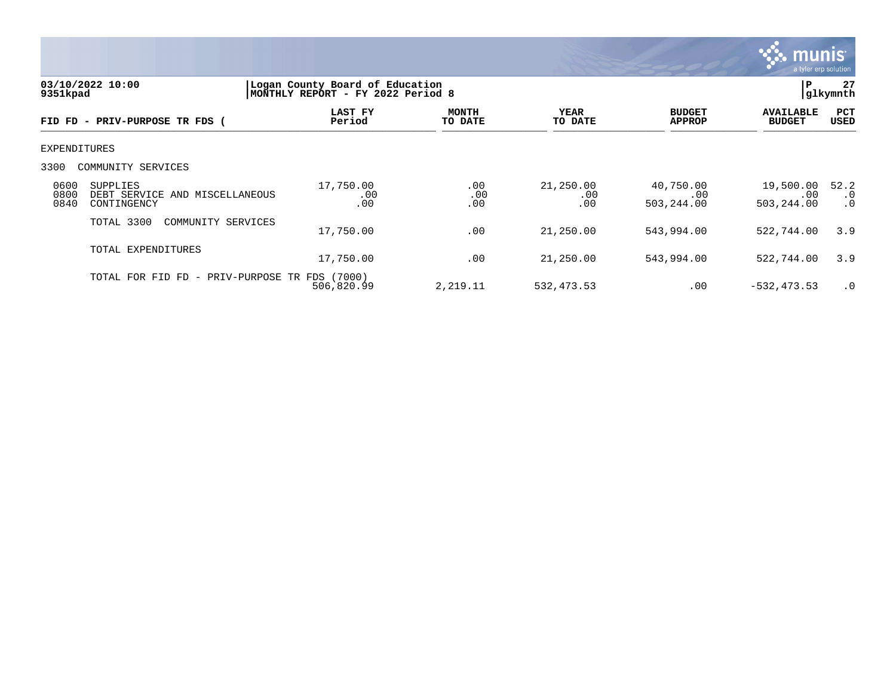**03/10/2022 10:00** | **Logan County Board of Education** | **P 27**
**9351kpad** | **MONTHLY REPORT - FY 2022 Period 8** | **glkymnth**

| FID FD - PRIV-PURPOSE TR FDS ( | | LAST FY Period | MONTH TO DATE | YEAR TO DATE | BUDGET APPROP | AVAILABLE BUDGET | PCT USED |
|---|---|---|---|---|---|---|---|
| EXPENDITURES | | | | | | | |
| 3300 | COMMUNITY SERVICES | | | | | | |
| 0600 | SUPPLIES | 17,750.00 | .00 | 21,250.00 | 40,750.00 | 19,500.00 | 52.2 |
| 0800 | DEBT SERVICE AND MISCELLANEOUS | .00 | .00 | .00 | .00 | .00 | .0 |
| 0840 | CONTINGENCY | .00 | .00 | .00 | 503,244.00 | 503,244.00 | .0 |
| | TOTAL 3300 COMMUNITY SERVICES | 17,750.00 | .00 | 21,250.00 | 543,994.00 | 522,744.00 | 3.9 |
| | TOTAL EXPENDITURES | 17,750.00 | .00 | 21,250.00 | 543,994.00 | 522,744.00 | 3.9 |
| | TOTAL FOR FID FD - PRIV-PURPOSE TR FDS (7000) | 506,820.99 | 2,219.11 | 532,473.53 | .00 | -532,473.53 | .0 |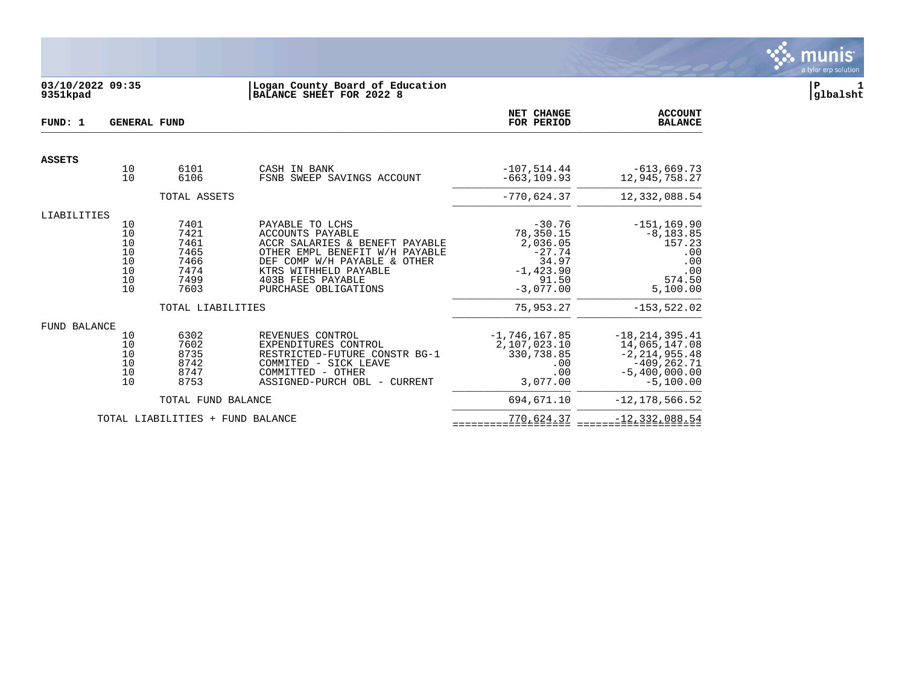03/10/2022 09:35
9351kpad

**Logan County Board of Education**
**BALANCE SHEET FOR 2022 8**

P 1
glbalsht

**FUND: 1 GENERAL FUND**

| | | | | NET CHANGE FOR PERIOD | ACCOUNT BALANCE |
|---|---|---|---|---|---|
| **ASSETS** | | | | | |
| | 10 | 6101 | CASH IN BANK | -107,514.44 | -613,669.73 |
| | 10 | 6106 | FSNB SWEEP SAVINGS ACCOUNT | -663,109.93 | 12,945,758.27 |
| | | TOTAL ASSETS | | -770,624.37 | 12,332,088.54 |
| LIABILITIES | | | | | |
| | 10 | 7401 | PAYABLE TO LCHS | -30.76 | -151,169.90 |
| | 10 | 7421 | ACCOUNTS PAYABLE | 78,350.15 | -8,183.85 |
| | 10 | 7461 | ACCR SALARIES & BENEFT PAYABLE | 2,036.05 | 157.23 |
| | 10 | 7465 | OTHER EMPL BENEFIT W/H PAYABLE | -27.74 | .00 |
| | 10 | 7466 | DEF COMP W/H PAYABLE & OTHER | 34.97 | .00 |
| | 10 | 7474 | KTRS WITHHELD PAYABLE | -1,423.90 | .00 |
| | 10 | 7499 | 403B FEES PAYABLE | 91.50 | 574.50 |
| | 10 | 7603 | PURCHASE OBLIGATIONS | -3,077.00 | 5,100.00 |
| | | TOTAL LIABILITIES | | 75,953.27 | -153,522.02 |
| FUND BALANCE | | | | | |
| | 10 | 6302 | REVENUES CONTROL | -1,746,167.85 | -18,214,395.41 |
| | 10 | 7602 | EXPENDITURES CONTROL | 2,107,023.10 | 14,065,147.08 |
| | 10 | 8735 | RESTRICTED-FUTURE CONSTR BG-1 | 330,738.85 | -2,214,955.48 |
| | 10 | 8742 | COMMITED - SICK LEAVE | .00 | -409,262.71 |
| | 10 | 8747 | COMMITTED - OTHER | .00 | -5,400,000.00 |
| | 10 | 8753 | ASSIGNED-PURCH OBL - CURRENT | 3,077.00 | -5,100.00 |
| | | TOTAL FUND BALANCE | | 694,671.10 | -12,178,566.52 |
| | TOTAL LIABILITIES + FUND BALANCE | | | 770,624.37 | -12,332,088.54 |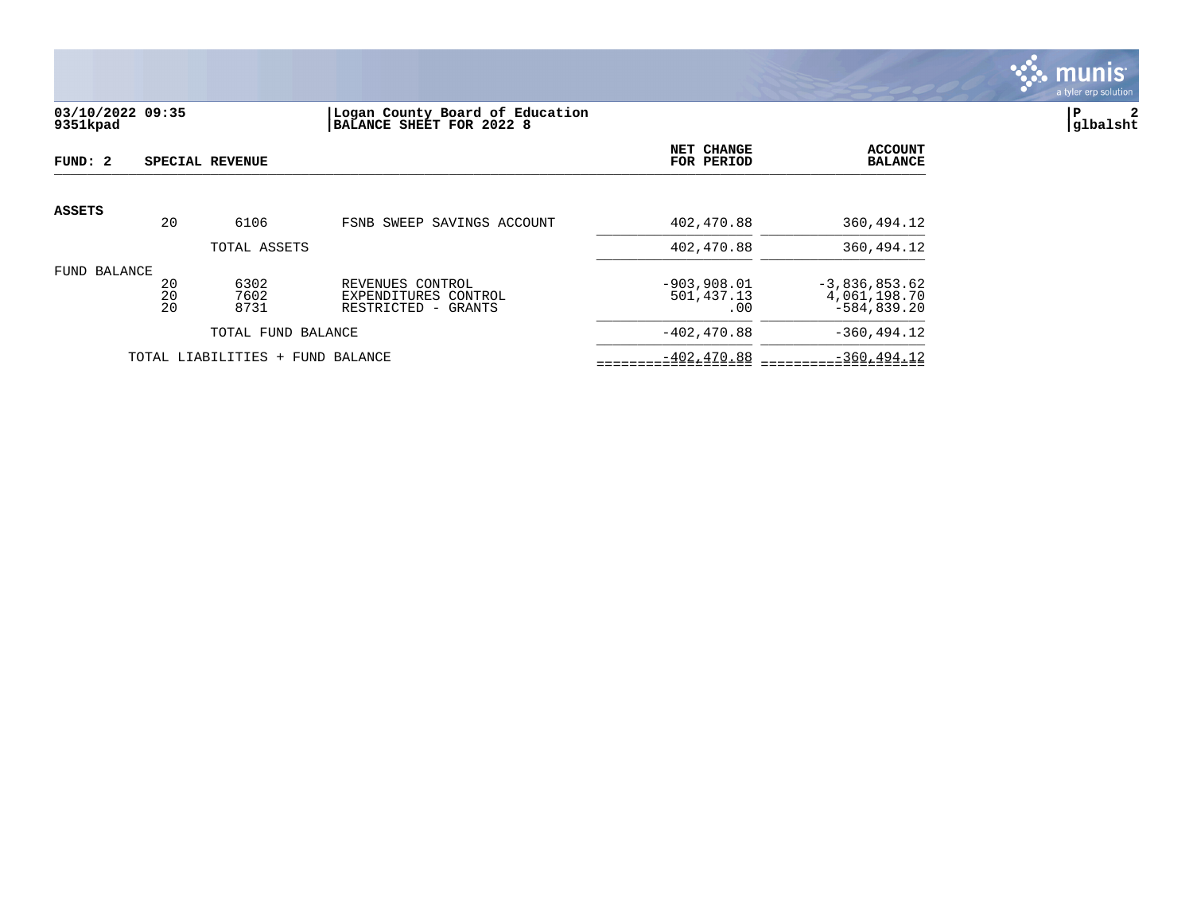**03/10/2022 09:35**
**9351kpad**

**Logan County Board of Education**
**BALANCE SHEET FOR 2022 8**

**P 2**
**glbalsht**

| FUND: 2 | SPECIAL REVENUE | | | NET CHANGE FOR PERIOD | ACCOUNT BALANCE |
|---|---|---|---|---|---|
| **ASSETS** | | | | | |
| | 20 | 6106 | FSNB SWEEP SAVINGS ACCOUNT | 402,470.88 | 360,494.12 |
| | | TOTAL ASSETS | | 402,470.88 | 360,494.12 |
| FUND BALANCE | | | | | |
| | 20 | 6302 | REVENUES CONTROL | -903,908.01 | -3,836,853.62 |
| | 20 | 7602 | EXPENDITURES CONTROL | 501,437.13 | 4,061,198.70 |
| | 20 | 8731 | RESTRICTED - GRANTS | .00 | -584,839.20 |
| | | TOTAL FUND BALANCE | | -402,470.88 | -360,494.12 |
| | TOTAL LIABILITIES + FUND BALANCE | | | -402,470.88 | -360,494.12 |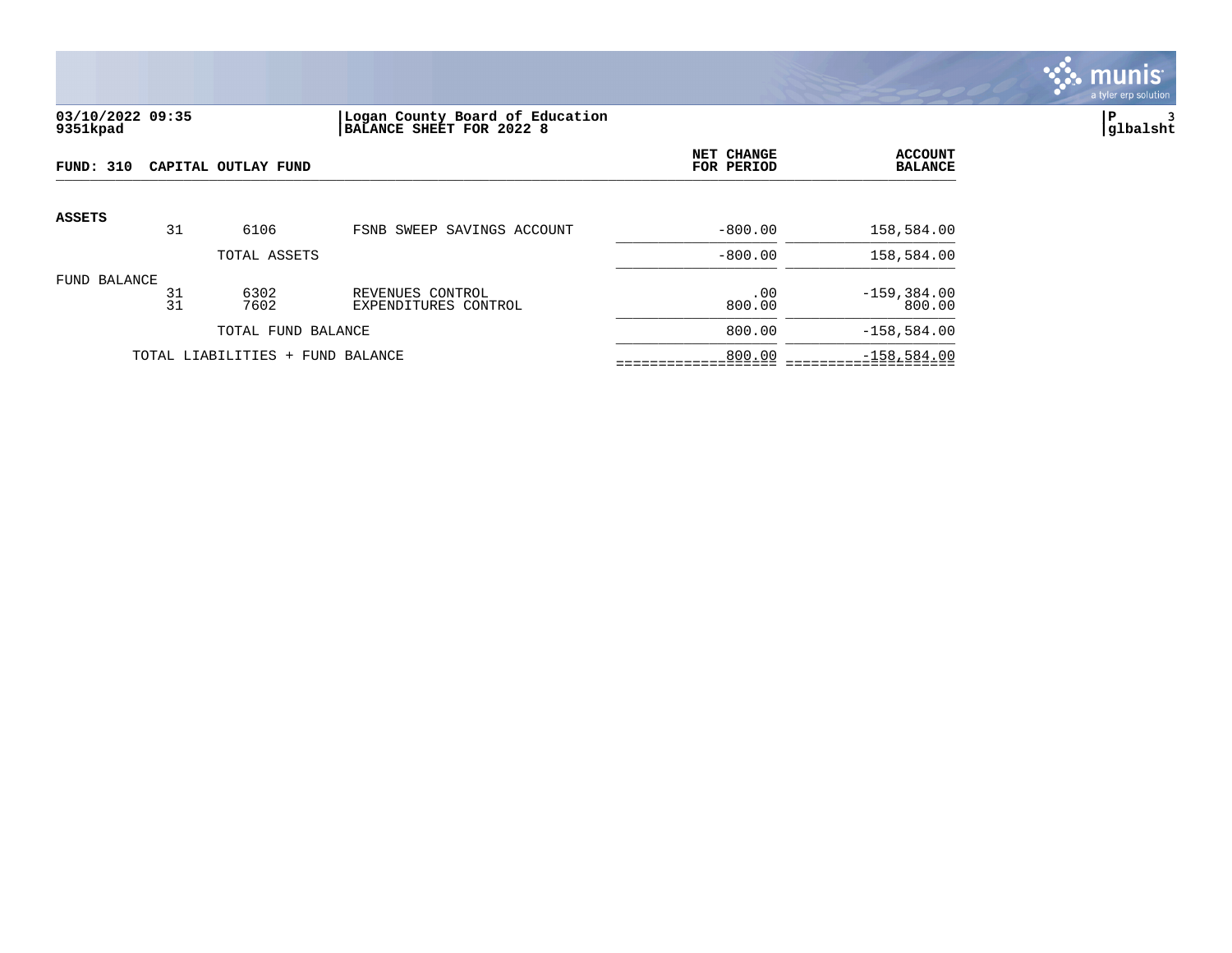03/10/2022 09:35
9351kpad

**Logan County Board of Education**
**BALANCE SHEET FOR 2022 8**

P 3
glbalsht

**FUND: 310 CAPITAL OUTLAY FUND**

| | | | | NET CHANGE FOR PERIOD | ACCOUNT BALANCE |
|---|---|---|---|---|---|
| **ASSETS** | | | | | |
| | 31 | 6106 | FSNB SWEEP SAVINGS ACCOUNT | -800.00 | 158,584.00 |
| | | TOTAL ASSETS | | -800.00 | 158,584.00 |
| FUND BALANCE | | | | | |
| | 31 | 6302 | REVENUES CONTROL | .00 | -159,384.00 |
| | 31 | 7602 | EXPENDITURES CONTROL | 800.00 | 800.00 |
| | | TOTAL FUND BALANCE | | 800.00 | -158,584.00 |
| | TOTAL LIABILITIES + FUND BALANCE | | | 800.00 | -158,584.00 |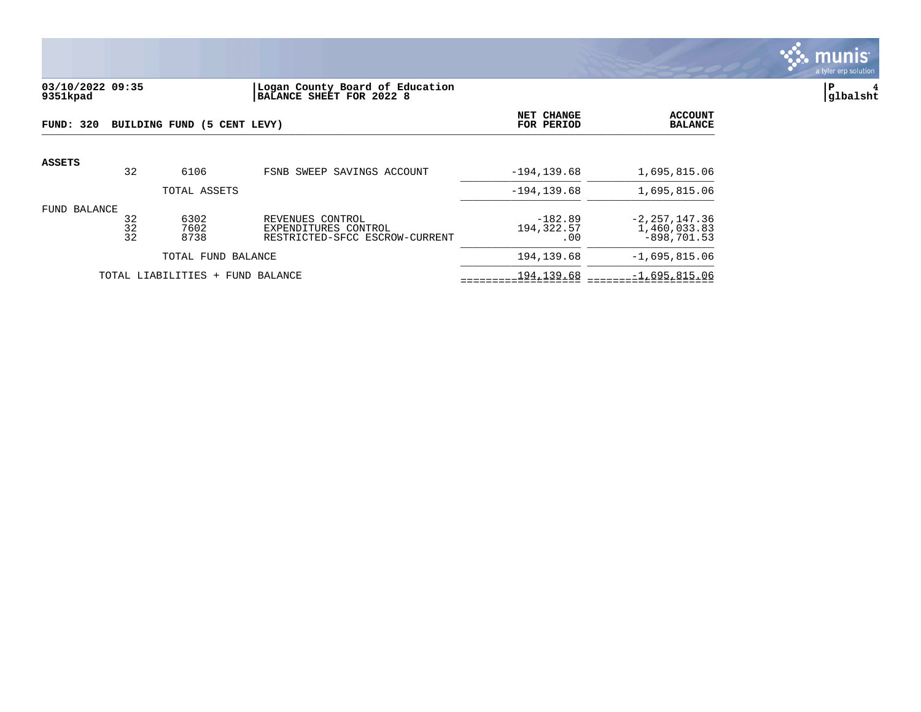**03/10/2022 09:35** | **Logan County Board of Education**
**9351kpad** | **BALANCE SHEET FOR 2022 8**

**FUND: 320 BUILDING FUND (5 CENT LEVY)**

| | | | | NET CHANGE FOR PERIOD | ACCOUNT BALANCE |
|---|---|---|---|---|---|
| **ASSETS** | | | | | |
| | 32 | 6106 | FSNB SWEEP SAVINGS ACCOUNT | -194,139.68 | 1,695,815.06 |
| | | TOTAL ASSETS | | -194,139.68 | 1,695,815.06 |
| FUND BALANCE | | | | | |
| | 32 | 6302 | REVENUES CONTROL | -182.89 | -2,257,147.36 |
| | 32 | 7602 | EXPENDITURES CONTROL | 194,322.57 | 1,460,033.83 |
| | 32 | 8738 | RESTRICTED-SFCC ESCROW-CURRENT | .00 | -898,701.53 |
| | | TOTAL FUND BALANCE | | 194,139.68 | -1,695,815.06 |
| | TOTAL LIABILITIES + FUND BALANCE | | | 194,139.68 | -1,695,815.06 |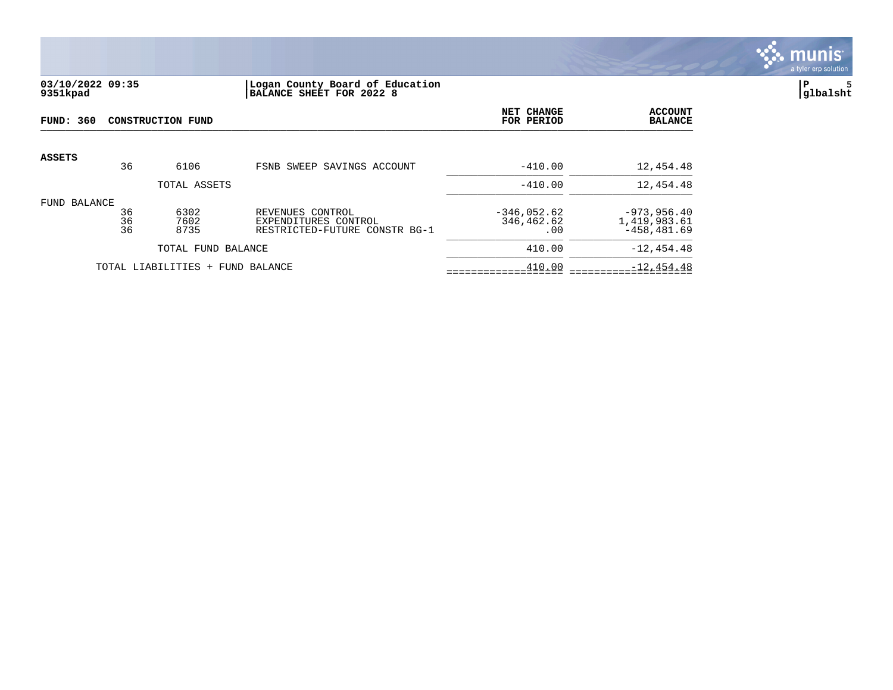**03/10/2022 09:35** | **Logan County Board of Education**
**9351kpad** | **BALANCE SHEET FOR 2022 8**

**glbalsht**

| **FUND: 360 CONSTRUCTION FUND** | | | | **NET CHANGE FOR PERIOD** | **ACCOUNT BALANCE** |
|---|---|---|---|---|---|
| **ASSETS** | | | | | |
| | 36 | 6106 | FSNB SWEEP SAVINGS ACCOUNT | -410.00 | 12,454.48 |
| | | TOTAL ASSETS | | -410.00 | 12,454.48 |
| FUND BALANCE | | | | | |
| | 36 | 6302 | REVENUES CONTROL | -346,052.62 | -973,956.40 |
| | 36 | 7602 | EXPENDITURES CONTROL | 346,462.62 | 1,419,983.61 |
| | 36 | 8735 | RESTRICTED-FUTURE CONSTR BG-1 | .00 | -458,481.69 |
| | | TOTAL FUND BALANCE | | 410.00 | -12,454.48 |
| | TOTAL LIABILITIES + FUND BALANCE | | | 410.00 | -12,454.48 |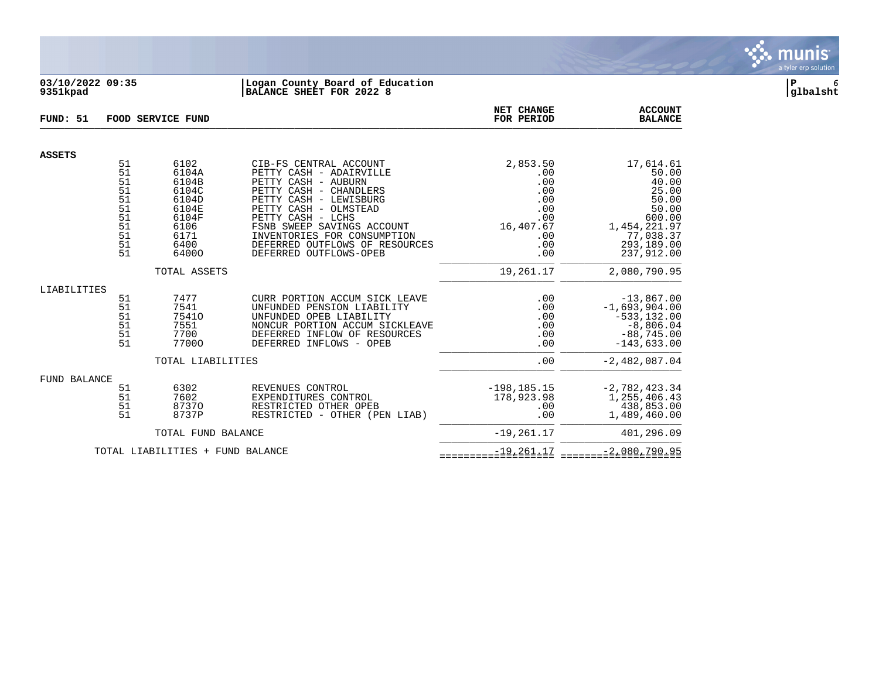03/10/2022 09:35 | Logan County Board of Education
9351kpad | BALANCE SHEET FOR 2022 8

glbalsht

| FUND: 51 | FOOD SERVICE FUND | | | NET CHANGE FOR PERIOD | ACCOUNT BALANCE |
|---|---|---|---|---|---|
| **ASSETS** | | | | | |
| | 51 | 6102 | CIB-FS CENTRAL ACCOUNT | 2,853.50 | 17,614.61 |
| | 51 | 6104A | PETTY CASH - ADAIRVILLE | .00 | 50.00 |
| | 51 | 6104B | PETTY CASH - AUBURN | .00 | 40.00 |
| | 51 | 6104C | PETTY CASH - CHANDLERS | .00 | 25.00 |
| | 51 | 6104D | PETTY CASH - LEWISBURG | .00 | 50.00 |
| | 51 | 6104E | PETTY CASH - OLMSTEAD | .00 | 50.00 |
| | 51 | 6104F | PETTY CASH - LCHS | .00 | 600.00 |
| | 51 | 6106 | FSNB SWEEP SAVINGS ACCOUNT | 16,407.67 | 1,454,221.97 |
| | 51 | 6171 | INVENTORIES FOR CONSUMPTION | .00 | 77,038.37 |
| | 51 | 6400 | DEFERRED OUTFLOWS OF RESOURCES | .00 | 293,189.00 |
| | 51 | 6400O | DEFERRED OUTFLOWS-OPEB | .00 | 237,912.00 |
| | | TOTAL ASSETS | | 19,261.17 | 2,080,790.95 |
| LIABILITIES | | | | | |
| | 51 | 7477 | CURR PORTION ACCUM SICK LEAVE | .00 | -13,867.00 |
| | 51 | 7541 | UNFUNDED PENSION LIABILITY | .00 | -1,693,904.00 |
| | 51 | 7541O | UNFUNDED OPEB LIABILITY | .00 | -533,132.00 |
| | 51 | 7551 | NONCUR PORTION ACCUM SICKLEAVE | .00 | -8,806.04 |
| | 51 | 7700 | DEFERRED INFLOW OF RESOURCES | .00 | -88,745.00 |
| | 51 | 7700O | DEFERRED INFLOWS - OPEB | .00 | -143,633.00 |
| | | TOTAL LIABILITIES | | .00 | -2,482,087.04 |
| FUND BALANCE | | | | | |
| | 51 | 6302 | REVENUES CONTROL | -198,185.15 | -2,782,423.34 |
| | 51 | 7602 | EXPENDITURES CONTROL | 178,923.98 | 1,255,406.43 |
| | 51 | 8737O | RESTRICTED OTHER OPEB | .00 | 438,853.00 |
| | 51 | 8737P | RESTRICTED - OTHER (PEN LIAB) | .00 | 1,489,460.00 |
| | | TOTAL FUND BALANCE | | -19,261.17 | 401,296.09 |
| | TOTAL LIABILITIES + FUND BALANCE | | | -19,261.17 | -2,080,790.95 |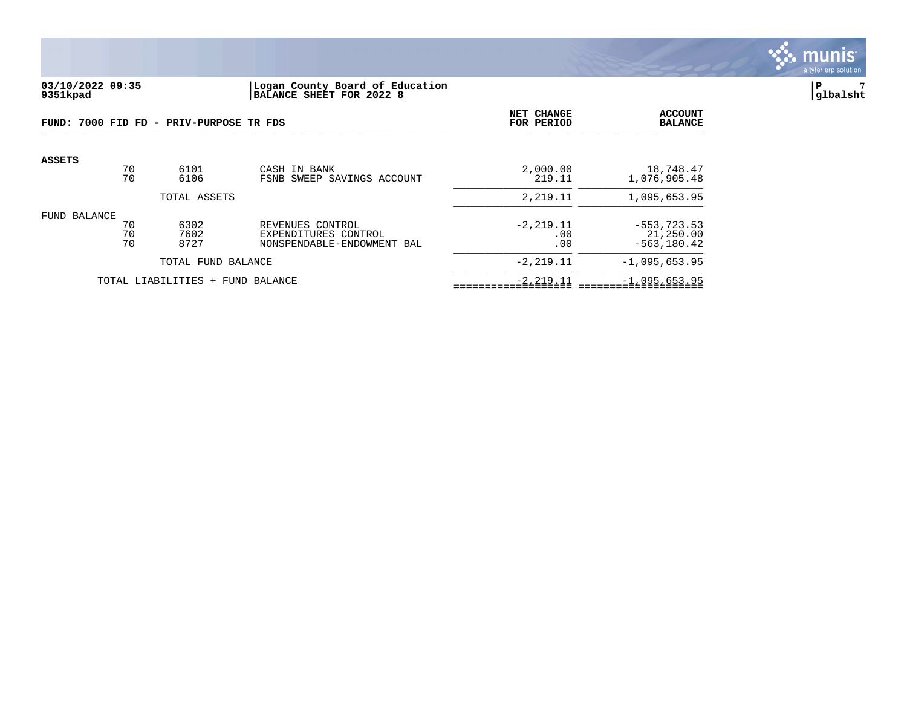**03/10/2022 09:35**
**9351kpad**

**Logan County Board of Education**
**BALANCE SHEET FOR 2022 8**

| FUND: 7000 FID FD - PRIV-PURPOSE TR FDS | | | | NET CHANGE FOR PERIOD | ACCOUNT BALANCE |
|---|---|---|---|---|---|
| **ASSETS** | | | | | |
| | 70 | 6101 | CASH IN BANK | 2,000.00 | 18,748.47 |
| | 70 | 6106 | FSNB SWEEP SAVINGS ACCOUNT | 219.11 | 1,076,905.48 |
| | | TOTAL ASSETS | | 2,219.11 | 1,095,653.95 |
| FUND BALANCE | | | | | |
| | 70 | 6302 | REVENUES CONTROL | -2,219.11 | -553,723.53 |
| | 70 | 7602 | EXPENDITURES CONTROL | .00 | 21,250.00 |
| | 70 | 8727 | NONSPENDABLE-ENDOWMENT BAL | .00 | -563,180.42 |
| | | TOTAL FUND BALANCE | | -2,219.11 | -1,095,653.95 |
| | TOTAL LIABILITIES + FUND BALANCE | | | -2,219.11 | -1,095,653.95 |